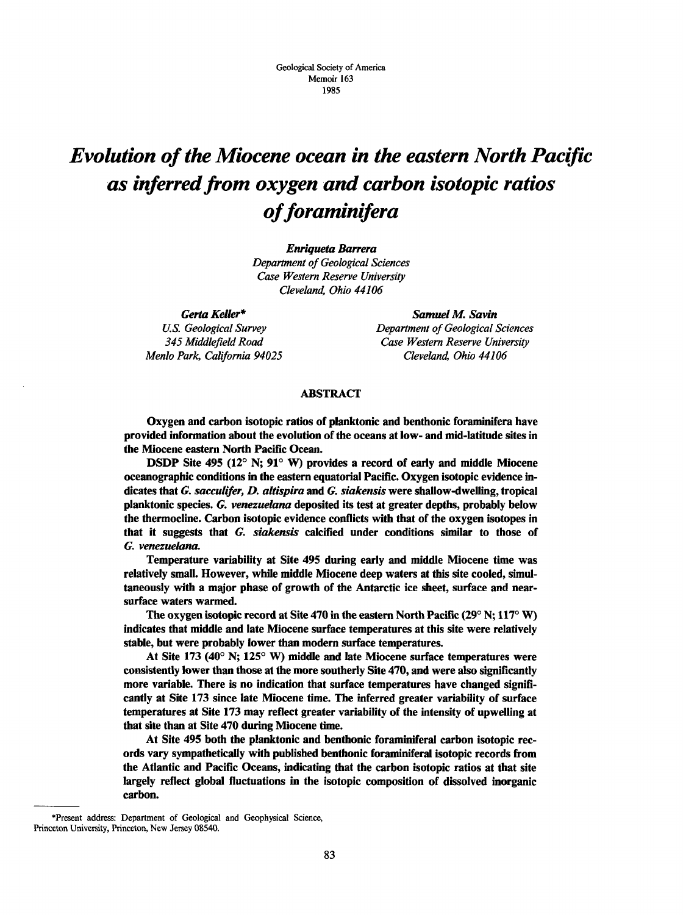Geological Society of America
Memoir 163
1985

# *Evolution of the Miocene ocean in the eastern North Pacific as inferred from oxygen and carbon isotopic ratios of foraminifera*

***Enriqueta Barrera***
*Department of Geological Sciences*
*Case Western Reserve University*
*Cleveland, Ohio 44106*

***Gerta Keller****
*U.S. Geological Survey*
*345 Middlefield Road*
*Menlo Park, California 94025*

***Samuel M. Savin***
*Department of Geological Sciences*
*Case Western Reserve University*
*Cleveland, Ohio 44106*

## ABSTRACT

**Oxygen and carbon isotopic ratios of planktonic and benthonic foraminifera have provided information about the evolution of the oceans at low- and mid-latitude sites in the Miocene eastern North Pacific Ocean.**

**DSDP Site 495 (12° N; 91° W) provides a record of early and middle Miocene oceanographic conditions in the eastern equatorial Pacific. Oxygen isotopic evidence indicates that *G. sacculifer, D. altispira* and *G. siakensis* were shallow-dwelling, tropical planktonic species. *G. venezuelana* deposited its test at greater depths, probably below the thermocline. Carbon isotopic evidence conflicts with that of the oxygen isotopes in that it suggests that *G. siakensis* calcified under conditions similar to those of *G. venezuelana*.**

**Temperature variability at Site 495 during early and middle Miocene time was relatively small. However, while middle Miocene deep waters at this site cooled, simultaneously with a major phase of growth of the Antarctic ice sheet, surface and near-surface waters warmed.**

**The oxygen isotopic record at Site 470 in the eastern North Pacific (29° N; 117° W) indicates that middle and late Miocene surface temperatures at this site were relatively stable, but were probably lower than modern surface temperatures.**

**At Site 173 (40° N; 125° W) middle and late Miocene surface temperatures were consistently lower than those at the more southerly Site 470, and were also significantly more variable. There is no indication that surface temperatures have changed significantly at Site 173 since late Miocene time. The inferred greater variability of surface temperatures at Site 173 may reflect greater variability of the intensity of upwelling at that site than at Site 470 during Miocene time.**

**At Site 495 both the planktonic and benthonic foraminiferal carbon isotopic records vary sympathetically with published benthonic foraminiferal isotopic records from the Atlantic and Pacific Oceans, indicating that the carbon isotopic ratios at that site largely reflect global fluctuations in the isotopic composition of dissolved inorganic carbon.**

---

*Present address: Department of Geological and Geophysical Science, Princeton University, Princeton, New Jersey 08540.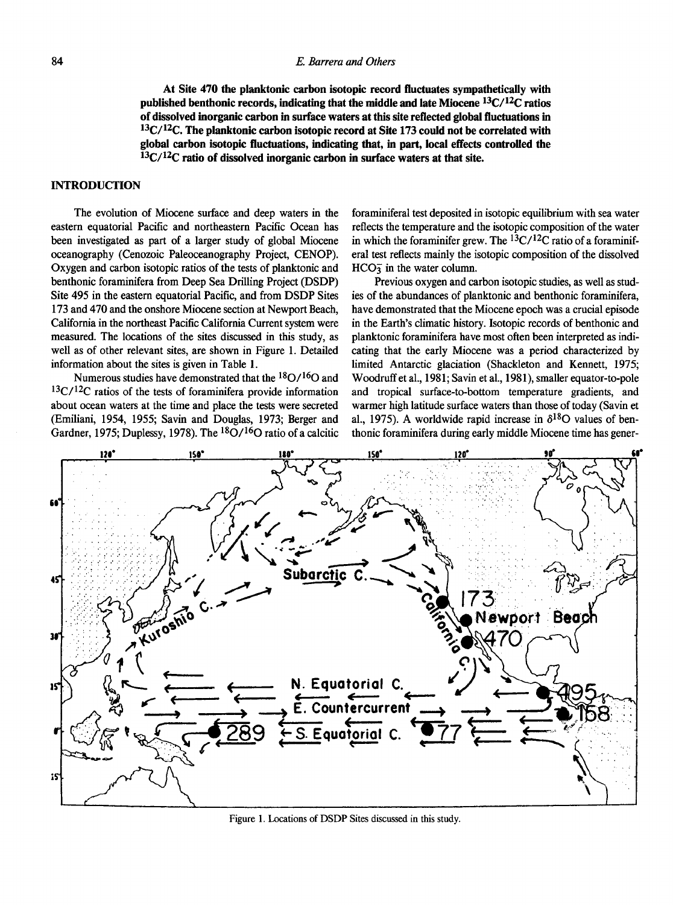**At Site 470 the planktonic carbon isotopic record fluctuates sympathetically with published benthonic records, indicating that the middle and late Miocene $^{13}C/^{12}C$ ratios of dissolved inorganic carbon in surface waters at this site reflected global fluctuations in $^{13}C/^{12}C$. The planktonic carbon isotopic record at Site 173 could not be correlated with global carbon isotopic fluctuations, indicating that, in part, local effects controlled the $^{13}C/^{12}C$ ratio of dissolved inorganic carbon in surface waters at that site.**

## INTRODUCTION

The evolution of Miocene surface and deep waters in the eastern equatorial Pacific and northeastern Pacific Ocean has been investigated as part of a larger study of global Miocene oceanography (Cenozoic Paleoceanography Project, CENOP). Oxygen and carbon isotopic ratios of the tests of planktonic and benthonic foraminifera from Deep Sea Drilling Project (DSDP) Site 495 in the eastern equatorial Pacific, and from DSDP Sites 173 and 470 and the onshore Miocene section at Newport Beach, California in the northeast Pacific California Current system were measured. The locations of the sites discussed in this study, as well as of other relevant sites, are shown in Figure 1. Detailed information about the sites is given in Table 1.

Numerous studies have demonstrated that the $^{18}O/^{16}O$ and $^{13}C/^{12}C$ ratios of the tests of foraminifera provide information about ocean waters at the time and place the tests were secreted (Emiliani, 1954, 1955; Savin and Douglas, 1973; Berger and Gardner, 1975; Duplessy, 1978). The $^{18}O/^{16}O$ ratio of a calcitic foraminiferal test deposited in isotopic equilibrium with sea water reflects the temperature and the isotopic composition of the water in which the foraminifer grew. The $^{13}C/^{12}C$ ratio of a foraminiferal test reflects mainly the isotopic composition of the dissolved $HCO_3^-$ in the water column.

Previous oxygen and carbon isotopic studies, as well as studies of the abundances of planktonic and benthonic foraminifera, have demonstrated that the Miocene epoch was a crucial episode in the Earth's climatic history. Isotopic records of benthonic and planktonic foraminifera have most often been interpreted as indicating that the early Miocene was a period characterized by limited Antarctic glaciation (Shackleton and Kennett, 1975; Woodruff et al., 1981; Savin et al., 1981), smaller equator-to-pole and tropical surface-to-bottom temperature gradients, and warmer high latitude surface waters than those of today (Savin et al., 1975). A worldwide rapid increase in $\delta^{18}O$ values of benthonic foraminifera during early middle Miocene time has gener-

Figure 1. Locations of DSDP Sites discussed in this study.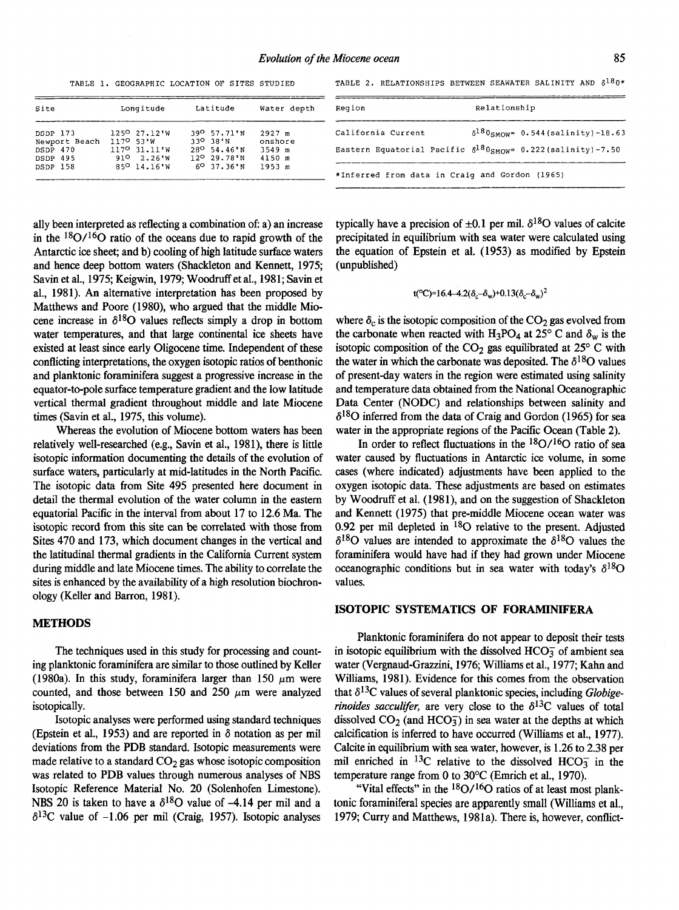TABLE 1. GEOGRAPHIC LOCATION OF SITES STUDIED

| Site | Longitude | Latitude | Water depth |
|---|---|---|---|
| DSDP 173 | 125° 27.12'W | 39° 57.71'N | 2927 m |
| Newport Beach | 117° 53'W | 33° 38'N | onshore |
| DSDP 470 | 117° 31.11'W | 28° 54.46'N | 3549 m |
| DSDP 495 | 91° 2.26'W | 12° 29.78'N | 4150 m |
| DSDP 158 | 85° 14.16'W | 6° 37.36'N | 1953 m |

TABLE 2. RELATIONSHIPS BETWEEN SEAWATER SALINITY AND $\delta^{18}O$*

| Region | Relationship |
|---|---|
| California Current | $\delta^{18}O_{SMOW}$= 0.544(salinity)-18.63 |
| Eastern Equatorial Pacific | $\delta^{18}O_{SMOW}$= 0.222(salinity)-7.50 |

*Inferred from data in Craig and Gordon (1965)

ally been interpreted as reflecting a combination of: a) an increase in the $^{18}O/^{16}O$ ratio of the oceans due to rapid growth of the Antarctic ice sheet; and b) cooling of high latitude surface waters and hence deep bottom waters (Shackleton and Kennett, 1975; Savin et al., 1975; Keigwin, 1979; Woodruff et al., 1981; Savin et al., 1981). An alternative interpretation has been proposed by Matthews and Poore (1980), who argued that the middle Miocene increase in $\delta^{18}O$ values reflects simply a drop in bottom water temperatures, and that large continental ice sheets have existed at least since early Oligocene time. Independent of these conflicting interpretations, the oxygen isotopic ratios of benthonic and planktonic foraminifera suggest a progressive increase in the equator-to-pole surface temperature gradient and the low latitude vertical thermal gradient throughout middle and late Miocene times (Savin et al., 1975, this volume).

Whereas the evolution of Miocene bottom waters has been relatively well-researched (e.g., Savin et al., 1981), there is little isotopic information documenting the details of the evolution of surface waters, particularly at mid-latitudes in the North Pacific. The isotopic data from Site 495 presented here document in detail the thermal evolution of the water column in the eastern equatorial Pacific in the interval from about 17 to 12.6 Ma. The isotopic record from this site can be correlated with those from Sites 470 and 173, which document changes in the vertical and the latitudinal thermal gradients in the California Current system during middle and late Miocene times. The ability to correlate the sites is enhanced by the availability of a high resolution biochronology (Keller and Barron, 1981).

## METHODS

The techniques used in this study for processing and counting planktonic foraminifera are similar to those outlined by Keller (1980a). In this study, foraminifera larger than 150 $\mu m$ were counted, and those between 150 and 250 $\mu m$ were analyzed isotopically.

Isotopic analyses were performed using standard techniques (Epstein et al., 1953) and are reported in $\delta$ notation as per mil deviations from the PDB standard. Isotopic measurements were made relative to a standard $CO_2$ gas whose isotopic composition was related to PDB values through numerous analyses of NBS Isotopic Reference Material No. 20 (Solenhofen Limestone). NBS 20 is taken to have a $\delta^{18}O$ value of -4.14 per mil and a $\delta^{13}C$ value of -1.06 per mil (Craig, 1957). Isotopic analyses typically have a precision of ±0.1 per mil. $\delta^{18}O$ values of calcite precipitated in equilibrium with sea water were calculated using the equation of Epstein et al. (1953) as modified by Epstein (unpublished)

$$t(°C)=16.4-4.2(\delta_c-\delta_w)+0.13(\delta_c-\delta_w)^2$$

where $\delta_c$ is the isotopic composition of the $CO_2$ gas evolved from the carbonate when reacted with $H_3PO_4$ at 25° C and $\delta_w$ is the isotopic composition of the $CO_2$ gas equilibrated at 25° C with the water in which the carbonate was deposited. The $\delta^{18}O$ values of present-day waters in the region were estimated using salinity and temperature data obtained from the National Oceanographic Data Center (NODC) and relationships between salinity and $\delta^{18}O$ inferred from the data of Craig and Gordon (1965) for sea water in the appropriate regions of the Pacific Ocean (Table 2).

In order to reflect fluctuations in the $^{18}O/^{16}O$ ratio of sea water caused by fluctuations in Antarctic ice volume, in some cases (where indicated) adjustments have been applied to the oxygen isotopic data. These adjustments are based on estimates by Woodruff et al. (1981), and on the suggestion of Shackleton and Kennett (1975) that pre-middle Miocene ocean water was 0.92 per mil depleted in $^{18}O$ relative to the present. Adjusted $\delta^{18}O$ values are intended to approximate the $\delta^{18}O$ values the foraminifera would have had if they had grown under Miocene oceanographic conditions but in sea water with today's $\delta^{18}O$ values.

## ISOTOPIC SYSTEMATICS OF FORAMINIFERA

Planktonic foraminifera do not appear to deposit their tests in isotopic equilibrium with the dissolved $HCO_3^-$ of ambient sea water (Vergnaud-Grazzini, 1976; Williams et al., 1977; Kahn and Williams, 1981). Evidence for this comes from the observation that $\delta^{13}C$ values of several planktonic species, including *Globigerinoides sacculifer*, are very close to the $\delta^{13}C$ values of total dissolved $CO_2$ (and $HCO_3^-$) in sea water at the depths at which calcification is inferred to have occurred (Williams et al., 1977). Calcite in equilibrium with sea water, however, is 1.26 to 2.38 per mil enriched in $^{13}C$ relative to the dissolved $HCO_3^-$ in the temperature range from 0 to 30°C (Emrich et al., 1970).

"Vital effects" in the $^{18}O/^{16}O$ ratios of at least most planktonic foraminiferal species are apparently small (Williams et al., 1979; Curry and Matthews, 1981a). There is, however, conflict-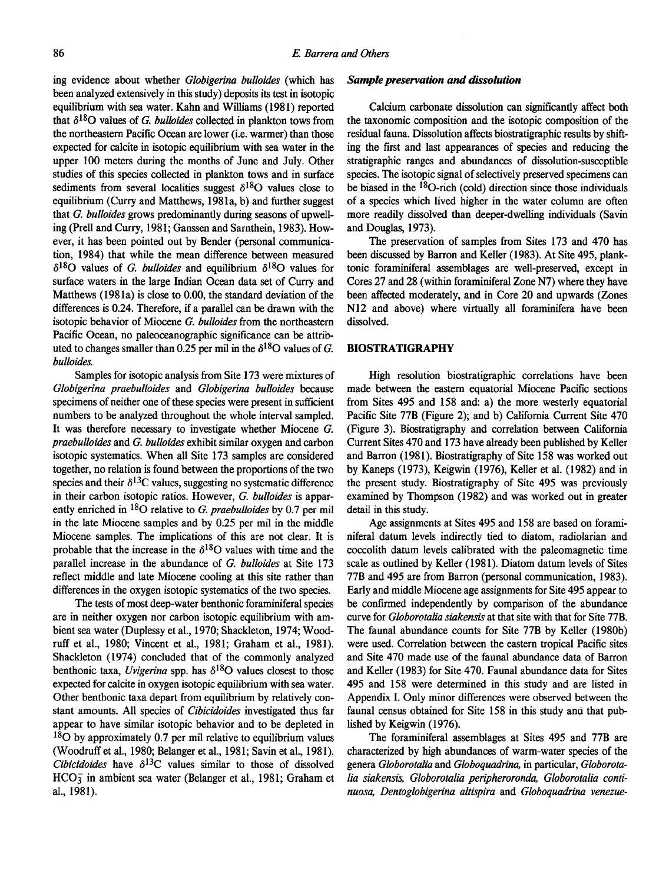ing evidence about whether *Globigerina bulloides* (which has been analyzed extensively in this study) deposits its test in isotopic equilibrium with sea water. Kahn and Williams (1981) reported that $\delta^{18}O$ values of *G. bulloides* collected in plankton tows from the northeastern Pacific Ocean are lower (i.e. warmer) than those expected for calcite in isotopic equilibrium with sea water in the upper 100 meters during the months of June and July. Other studies of this species collected in plankton tows and in surface sediments from several localities suggest $\delta^{18}O$ values close to equilibrium (Curry and Matthews, 1981a, b) and further suggest that *G. bulloides* grows predominantly during seasons of upwelling (Prell and Curry, 1981; Ganssen and Sarnthein, 1983). However, it has been pointed out by Bender (personal communication, 1984) that while the mean difference between measured $\delta^{18}O$ values of *G. bulloides* and equilibrium $\delta^{18}O$ values for surface waters in the large Indian Ocean data set of Curry and Matthews (1981a) is close to 0.00, the standard deviation of the differences is 0.24. Therefore, if a parallel can be drawn with the isotopic behavior of Miocene *G. bulloides* from the northeastern Pacific Ocean, no paleoceanographic significance can be attributed to changes smaller than 0.25 per mil in the $\delta^{18}O$ values of *G. bulloides.*

Samples for isotopic analysis from Site 173 were mixtures of *Globigerina praebulloides* and *Globigerina bulloides* because specimens of neither one of these species were present in sufficient numbers to be analyzed throughout the whole interval sampled. It was therefore necessary to investigate whether Miocene *G. praebulloides* and *G. bulloides* exhibit similar oxygen and carbon isotopic systematics. When all Site 173 samples are considered together, no relation is found between the proportions of the two species and their $\delta^{13}C$ values, suggesting no systematic difference in their carbon isotopic ratios. However, *G. bulloides* is apparently enriched in $^{18}O$ relative to *G. praebulloides* by 0.7 per mil in the late Miocene samples and by 0.25 per mil in the middle Miocene samples. The implications of this are not clear. It is probable that the increase in the $\delta^{18}O$ values with time and the parallel increase in the abundance of *G. bulloides* at Site 173 reflect middle and late Miocene cooling at this site rather than differences in the oxygen isotopic systematics of the two species.

The tests of most deep-water benthonic foraminiferal species are in neither oxygen nor carbon isotopic equilibrium with ambient sea water (Duplessy et al., 1970; Shackleton, 1974; Woodruff et al., 1980; Vincent et al., 1981; Graham et al., 1981). Shackleton (1974) concluded that of the commonly analyzed benthonic taxa, *Uvigerina* spp. has $\delta^{18}O$ values closest to those expected for calcite in oxygen isotopic equilibrium with sea water. Other benthonic taxa depart from equilibrium by relatively constant amounts. All species of *Cibicidoides* investigated thus far appear to have similar isotopic behavior and to be depleted in $^{18}O$ by approximately 0.7 per mil relative to equilibrium values (Woodruff et al., 1980; Belanger et al., 1981; Savin et al., 1981). *Cibicidoides* have $\delta^{13}C$ values similar to those of dissolved $HCO_3^-$ in ambient sea water (Belanger et al., 1981; Graham et al., 1981).

### *Sample preservation and dissolution*

Calcium carbonate dissolution can significantly affect both the taxonomic composition and the isotopic composition of the residual fauna. Dissolution affects biostratigraphic results by shifting the first and last appearances of species and reducing the stratigraphic ranges and abundances of dissolution-susceptible species. The isotopic signal of selectively preserved specimens can be biased in the $^{18}O$-rich (cold) direction since those individuals of a species which lived higher in the water column are often more readily dissolved than deeper-dwelling individuals (Savin and Douglas, 1973).

The preservation of samples from Sites 173 and 470 has been discussed by Barron and Keller (1983). At Site 495, planktonic foraminiferal assemblages are well-preserved, except in Cores 27 and 28 (within foraminiferal Zone N7) where they have been affected moderately, and in Core 20 and upwards (Zones N12 and above) where virtually all foraminifera have been dissolved.

## BIOSTRATIGRAPHY

High resolution biostratigraphic correlations have been made between the eastern equatorial Miocene Pacific sections from Sites 495 and 158 and: a) the more westerly equatorial Pacific Site 77B (Figure 2); and b) California Current Site 470 (Figure 3). Biostratigraphy and correlation between California Current Sites 470 and 173 have already been published by Keller and Barron (1981). Biostratigraphy of Site 158 was worked out by Kaneps (1973), Keigwin (1976), Keller et al. (1982) and in the present study. Biostratigraphy of Site 495 was previously examined by Thompson (1982) and was worked out in greater detail in this study.

Age assignments at Sites 495 and 158 are based on foraminiferal datum levels indirectly tied to diatom, radiolarian and coccolith datum levels calibrated with the paleomagnetic time scale as outlined by Keller (1981). Diatom datum levels of Sites 77B and 495 are from Barron (personal communication, 1983). Early and middle Miocene age assignments for Site 495 appear to be confirmed independently by comparison of the abundance curve for *Globorotalia siakensis* at that site with that for Site 77B. The faunal abundance counts for Site 77B by Keller (1980b) were used. Correlation between the eastern tropical Pacific sites and Site 470 made use of the faunal abundance data of Barron and Keller (1983) for Site 470. Faunal abundance data for Sites 495 and 158 were determined in this study and are listed in Appendix I. Only minor differences were observed between the faunal census obtained for Site 158 in this study and that published by Keigwin (1976).

The foraminiferal assemblages at Sites 495 and 77B are characterized by high abundances of warm-water species of the genera *Globorotalia* and *Globoquadrina*, in particular, *Globorotalia siakensis, Globorotalia peripheroronda, Globorotalia continuosa, Dentoglobigerina altispira* and *Globoquadrina venezue-*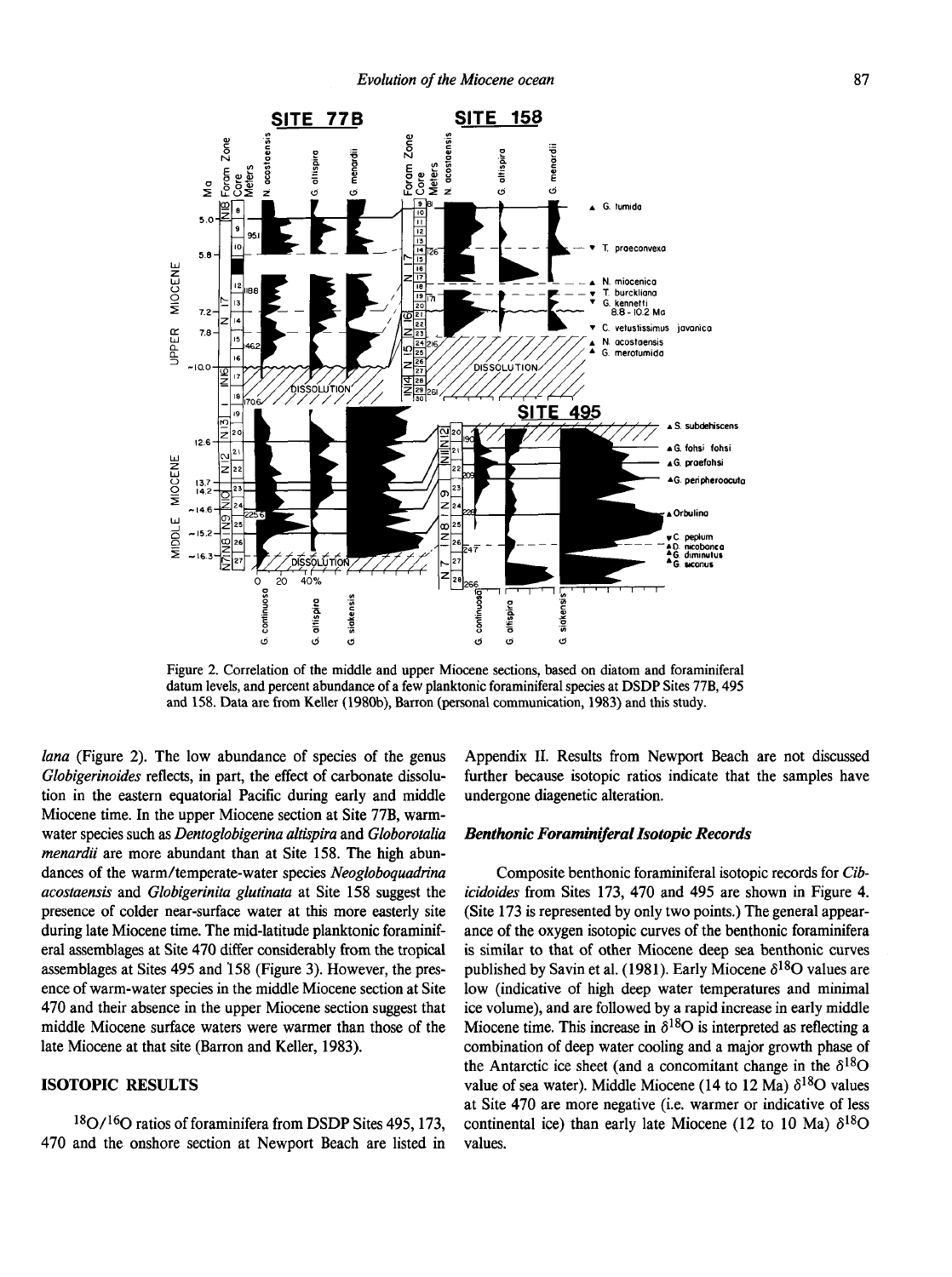Figure 2. Correlation of the middle and upper Miocene sections, based on diatom and foraminiferal datum levels, and percent abundance of a few planktonic foraminiferal species at DSDP Sites 77B, 495 and 158. Data are from Keller (1980b), Barron (personal communication, 1983) and this study.

*lana* (Figure 2). The low abundance of species of the genus *Globigerinoides* reflects, in part, the effect of carbonate dissolution in the eastern equatorial Pacific during early and middle Miocene time. In the upper Miocene section at Site 77B, warm-water species such as *Dentoglobigerina altispira* and *Globorotalia menardii* are more abundant than at Site 158. The high abundances of the warm/temperate-water species *Neogloboquadrina acostaensis* and *Globigerinita glutinata* at Site 158 suggest the presence of colder near-surface water at this more easterly site during late Miocene time. The mid-latitude planktonic foraminiferal assemblages at Site 470 differ considerably from the tropical assemblages at Sites 495 and 158 (Figure 3). However, the presence of warm-water species in the middle Miocene section at Site 470 and their absence in the upper Miocene section suggest that middle Miocene surface waters were warmer than those of the late Miocene at that site (Barron and Keller, 1983).

## ISOTOPIC RESULTS

$^{18}O/^{16}O$ ratios of foraminifera from DSDP Sites 495, 173, 470 and the onshore section at Newport Beach are listed in Appendix II. Results from Newport Beach are not discussed further because isotopic ratios indicate that the samples have undergone diagenetic alteration.

### *Benthonic Foraminiferal Isotopic Records*

Composite benthonic foraminiferal isotopic records for *Cibicidoides* from Sites 173, 470 and 495 are shown in Figure 4. (Site 173 is represented by only two points.) The general appearance of the oxygen isotopic curves of the benthonic foraminifera is similar to that of other Miocene deep sea benthonic curves published by Savin et al. (1981). Early Miocene $\delta^{18}O$ values are low (indicative of high deep water temperatures and minimal ice volume), and are followed by a rapid increase in early middle Miocene time. This increase in $\delta^{18}O$ is interpreted as reflecting a combination of deep water cooling and a major growth phase of the Antarctic ice sheet (and a concomitant change in the $\delta^{18}O$ value of sea water). Middle Miocene (14 to 12 Ma) $\delta^{18}O$ values at Site 470 are more negative (i.e. warmer or indicative of less continental ice) than early late Miocene (12 to 10 Ma) $\delta^{18}O$ values.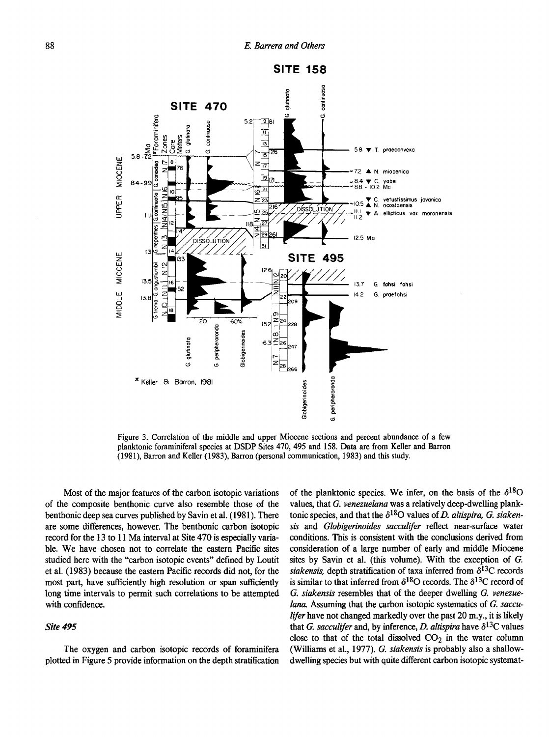Figure 3. Correlation of the middle and upper Miocene sections and percent abundance of a few planktonic foraminiferal species at DSDP Sites 470, 495 and 158. Data are from Keller and Barron (1981), Barron and Keller (1983), Barron (personal communication, 1983) and this study.

Most of the major features of the carbon isotopic variations of the composite benthonic curve also resemble those of the benthonic deep sea curves published by Savin et al. (1981). There are some differences, however. The benthonic carbon isotopic record for the 13 to 11 Ma interval at Site 470 is especially variable. We have chosen not to correlate the eastern Pacific sites studied here with the "carbon isotopic events" defined by Loutit et al. (1983) because the eastern Pacific records did not, for the most part, have sufficiently high resolution or span sufficiently long time intervals to permit such correlations to be attempted with confidence.

### *Site 495*

The oxygen and carbon isotopic records of foraminifera plotted in Figure 5 provide information on the depth stratification of the planktonic species. We infer, on the basis of the $\delta^{18}O$ values, that *G. venezuelana* was a relatively deep-dwelling planktonic species, and that the $\delta^{18}O$ values of *D. altispira, G. siakensis* and *Globigerinoides sacculifer* reflect near-surface water conditions. This is consistent with the conclusions derived from consideration of a large number of early and middle Miocene sites by Savin et al. (this volume). With the exception of *G. siakensis,* depth stratification of taxa inferred from $\delta^{13}C$ records is similar to that inferred from $\delta^{18}O$ records. The $\delta^{13}C$ record of *G. siakensis* resembles that of the deeper dwelling *G. venezuelana.* Assuming that the carbon isotopic systematics of *G. sacculifer* have not changed markedly over the past 20 m.y., it is likely that *G. sacculifer* and, by inference, *D. altispira* have $\delta^{13}C$ values close to that of the total dissolved $CO_2$ in the water column (Williams et al., 1977). *G. siakensis* is probably also a shallow-dwelling species but with quite different carbon isotopic systemat-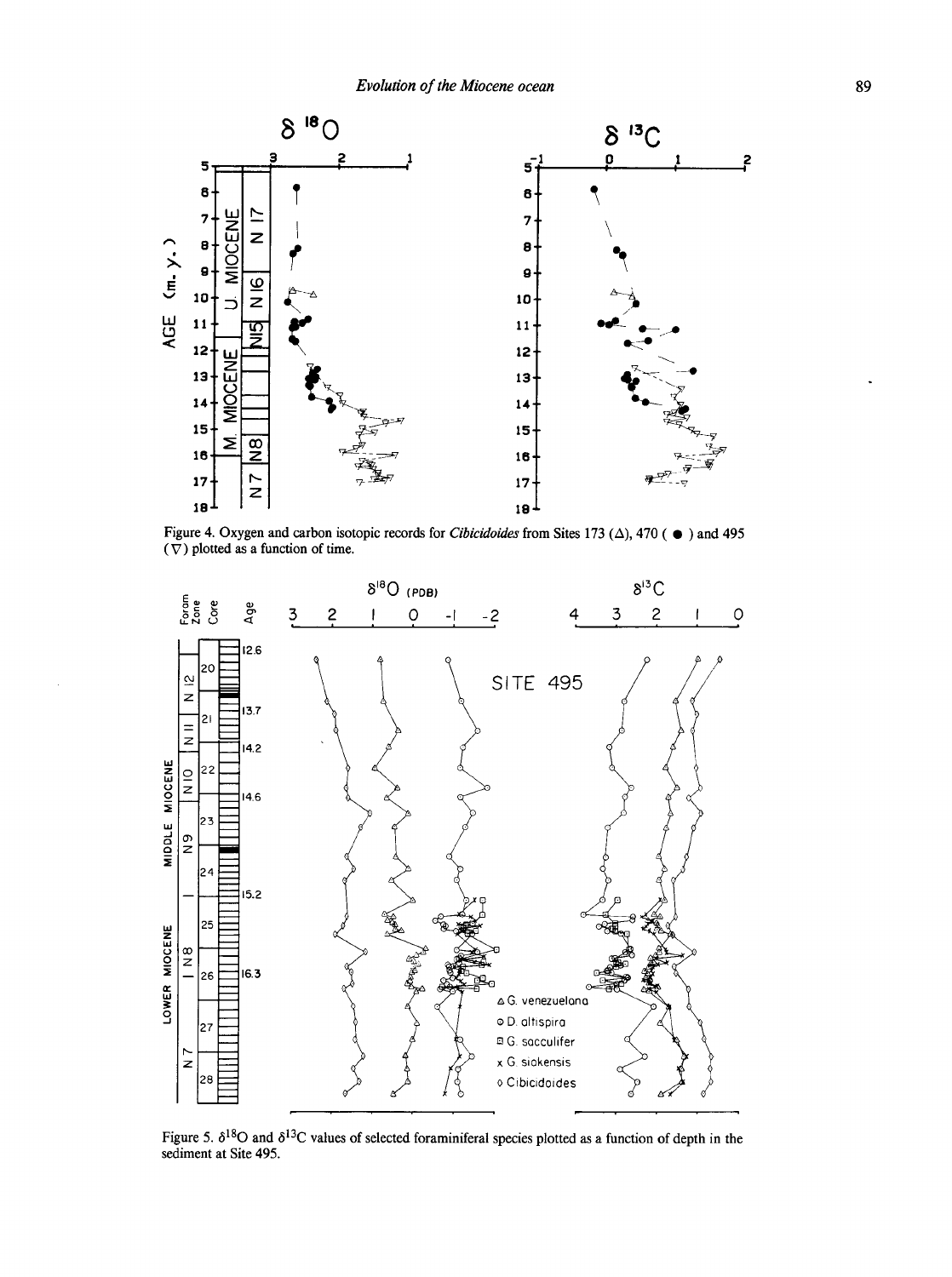Figure 4. Oxygen and carbon isotopic records for *Cibicidoides* from Sites 173 (△), 470 ( ● ) and 495 (▽) plotted as a function of time.

Figure 5. $\delta^{18}O$ and $\delta^{13}C$ values of selected foraminiferal species plotted as a function of depth in the sediment at Site 495.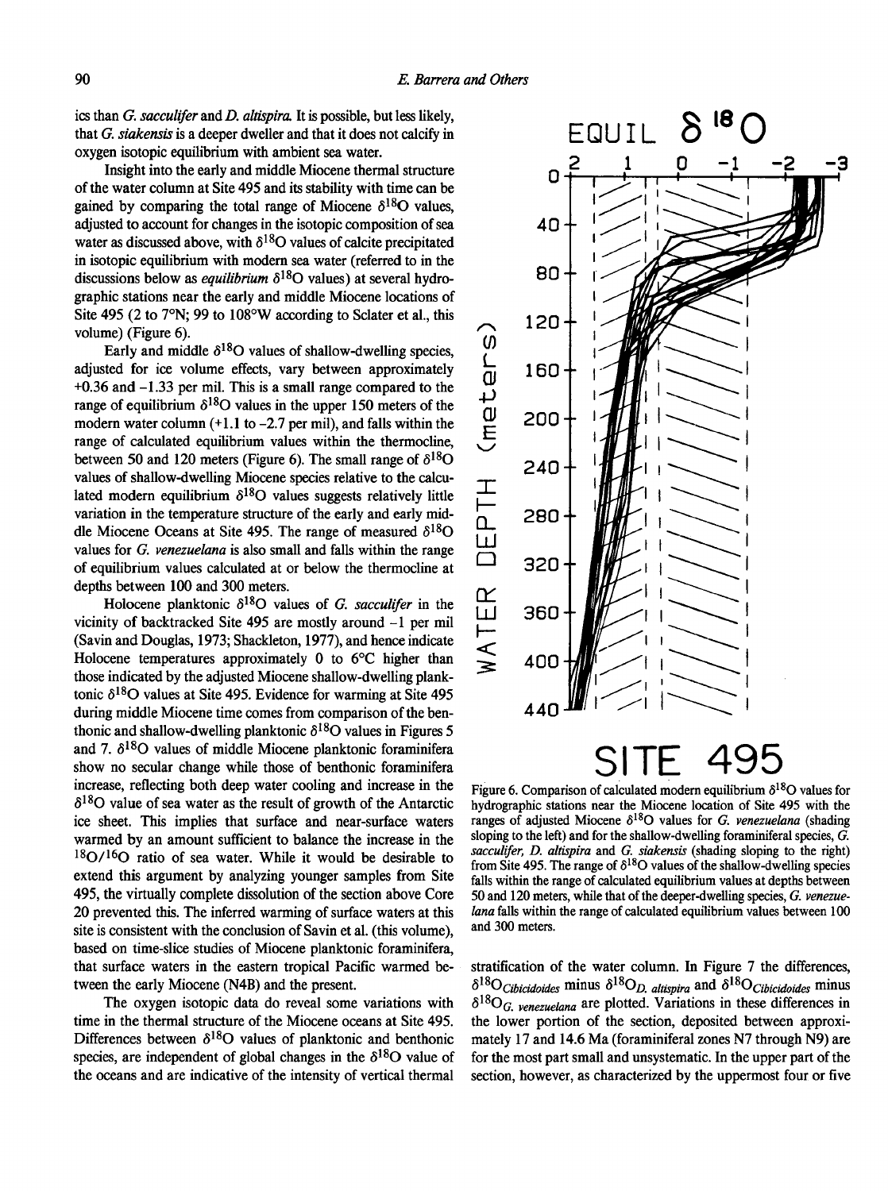ics than *G. sacculifer* and *D. altispira*. It is possible, but less likely, that *G. siakensis* is a deeper dweller and that it does not calcify in oxygen isotopic equilibrium with ambient sea water.

Insight into the early and middle Miocene thermal structure of the water column at Site 495 and its stability with time can be gained by comparing the total range of Miocene $\delta^{18}O$ values, adjusted to account for changes in the isotopic composition of sea water as discussed above, with $\delta^{18}O$ values of calcite precipitated in isotopic equilibrium with modern sea water (referred to in the discussions below as *equilibrium* $\delta^{18}O$ values) at several hydrographic stations near the early and middle Miocene locations of Site 495 (2 to 7°N; 99 to 108°W according to Sclater et al., this volume) (Figure 6).

Early and middle $\delta^{18}O$ values of shallow-dwelling species, adjusted for ice volume effects, vary between approximately +0.36 and −1.33 per mil. This is a small range compared to the range of equilibrium $\delta^{18}O$ values in the upper 150 meters of the modern water column (+1.1 to −2.7 per mil), and falls within the range of calculated equilibrium values within the thermocline, between 50 and 120 meters (Figure 6). The small range of $\delta^{18}O$ values of shallow-dwelling Miocene species relative to the calculated modern equilibrium $\delta^{18}O$ values suggests relatively little variation in the temperature structure of the early and early middle Miocene Oceans at Site 495. The range of measured $\delta^{18}O$ values for *G. venezuelana* is also small and falls within the range of equilibrium values calculated at or below the thermocline at depths between 100 and 300 meters.

Holocene planktonic $\delta^{18}O$ values of *G. sacculifer* in the vicinity of backtracked Site 495 are mostly around −1 per mil (Savin and Douglas, 1973; Shackleton, 1977), and hence indicate Holocene temperatures approximately 0 to 6°C higher than those indicated by the adjusted Miocene shallow-dwelling planktonic $\delta^{18}O$ values at Site 495. Evidence for warming at Site 495 during middle Miocene time comes from comparison of the benthonic and shallow-dwelling planktonic $\delta^{18}O$ values in Figures 5 and 7. $\delta^{18}O$ values of middle Miocene planktonic foraminifera show no secular change while those of benthonic foraminifera increase, reflecting both deep water cooling and increase in the $\delta^{18}O$ value of sea water as the result of growth of the Antarctic ice sheet. This implies that surface and near-surface waters warmed by an amount sufficient to balance the increase in the $^{18}O/^{16}O$ ratio of sea water. While it would be desirable to extend this argument by analyzing younger samples from Site 495, the virtually complete dissolution of the section above Core 20 prevented this. The inferred warming of surface waters at this site is consistent with the conclusion of Savin et al. (this volume), based on time-slice studies of Miocene planktonic foraminifera, that surface waters in the eastern tropical Pacific warmed between the early Miocene (N4B) and the present.

The oxygen isotopic data do reveal some variations with time in the thermal structure of the Miocene oceans at Site 495. Differences between $\delta^{18}O$ values of planktonic and benthonic species, are independent of global changes in the $\delta^{18}O$ value of the oceans and are indicative of the intensity of vertical thermal stratification of the water column. In Figure 7 the differences, $\delta^{18}O_{Cibicidoides}$ minus $\delta^{18}O_{D.\ altispira}$ and $\delta^{18}O_{Cibicidoides}$ minus $\delta^{18}O_{G.\ venezuelana}$ are plotted. Variations in these differences in the lower portion of the section, deposited between approximately 17 and 14.6 Ma (foraminiferal zones N7 through N9) are for the most part small and unsystematic. In the upper part of the section, however, as characterized by the uppermost four or five

Figure 6. Comparison of calculated modern equilibrium $\delta^{18}O$ values for hydrographic stations near the Miocene location of Site 495 with the ranges of adjusted Miocene $\delta^{18}O$ values for *G. venezuelana* (shading sloping to the left) and for the shallow-dwelling foraminiferal species, *G. sacculifer, D. altispira* and *G. siakensis* (shading sloping to the right) from Site 495. The range of $\delta^{18}O$ values of the shallow-dwelling species falls within the range of calculated equilibrium values at depths between 50 and 120 meters, while that of the deeper-dwelling species, *G. venezuelana* falls within the range of calculated equilibrium values between 100 and 300 meters.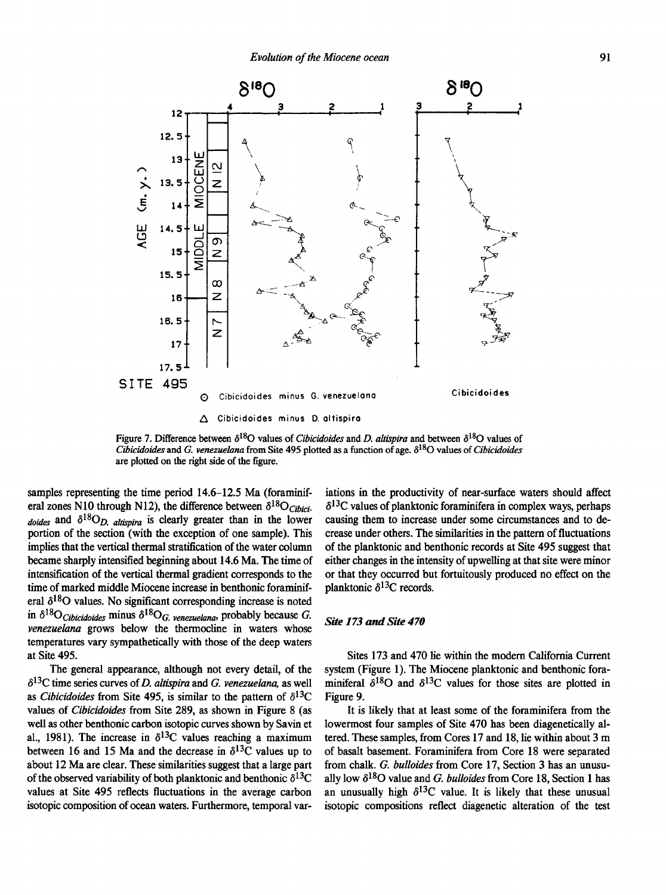Figure 7. Difference between $\delta^{18}O$ values of *Cibicidoides* and *D. altispira* and between $\delta^{18}O$ values of *Cibicidoides* and *G. venezuelana* from Site 495 plotted as a function of age. $\delta^{18}O$ values of *Cibicidoides* are plotted on the right side of the figure.

samples representing the time period 14.6–12.5 Ma (foraminiferal zones N10 through N12), the difference between $\delta^{18}O_{Cibicidoides}$ and $\delta^{18}O_{D.\ altispira}$ is clearly greater than in the lower portion of the section (with the exception of one sample). This implies that the vertical thermal stratification of the water column became sharply intensified beginning about 14.6 Ma. The time of intensification of the vertical thermal gradient corresponds to the time of marked middle Miocene increase in benthonic foraminiferal $\delta^{18}O$ values. No significant corresponding increase is noted in $\delta^{18}O_{Cibicidoides}$ minus $\delta^{18}O_{G.\ venezuelana}$, probably because *G. venezuelana* grows below the thermocline in waters whose temperatures vary sympathetically with those of the deep waters at Site 495.

The general appearance, although not every detail, of the $\delta^{13}C$ time series curves of *D. altispira* and *G. venezuelana*, as well as *Cibicidoides* from Site 495, is similar to the pattern of $\delta^{13}C$ values of *Cibicidoides* from Site 289, as shown in Figure 8 (as well as other benthonic carbon isotopic curves shown by Savin et al., 1981). The increase in $\delta^{13}C$ values reaching a maximum between 16 and 15 Ma and the decrease in $\delta^{13}C$ values up to about 12 Ma are clear. These similarities suggest that a large part of the observed variability of both planktonic and benthonic $\delta^{13}C$ values at Site 495 reflects fluctuations in the average carbon isotopic composition of ocean waters. Furthermore, temporal variations in the productivity of near-surface waters should affect $\delta^{13}C$ values of planktonic foraminifera in complex ways, perhaps causing them to increase under some circumstances and to decrease under others. The similarities in the pattern of fluctuations of the planktonic and benthonic records at Site 495 suggest that either changes in the intensity of upwelling at that site were minor or that they occurred but fortuitously produced no effect on the planktonic $\delta^{13}C$ records.

### *Site 173 and Site 470*

Sites 173 and 470 lie within the modern California Current system (Figure 1). The Miocene planktonic and benthonic foraminiferal $\delta^{18}O$ and $\delta^{13}C$ values for those sites are plotted in Figure 9.

It is likely that at least some of the foraminifera from the lowermost four samples of Site 470 has been diagenetically altered. These samples, from Cores 17 and 18, lie within about 3 m of basalt basement. Foraminifera from Core 18 were separated from chalk. *G. bulloides* from Core 17, Section 3 has an unusually low $\delta^{18}O$ value and *G. bulloides* from Core 18, Section 1 has an unusually high $\delta^{13}C$ value. It is likely that these unusual isotopic compositions reflect diagenetic alteration of the test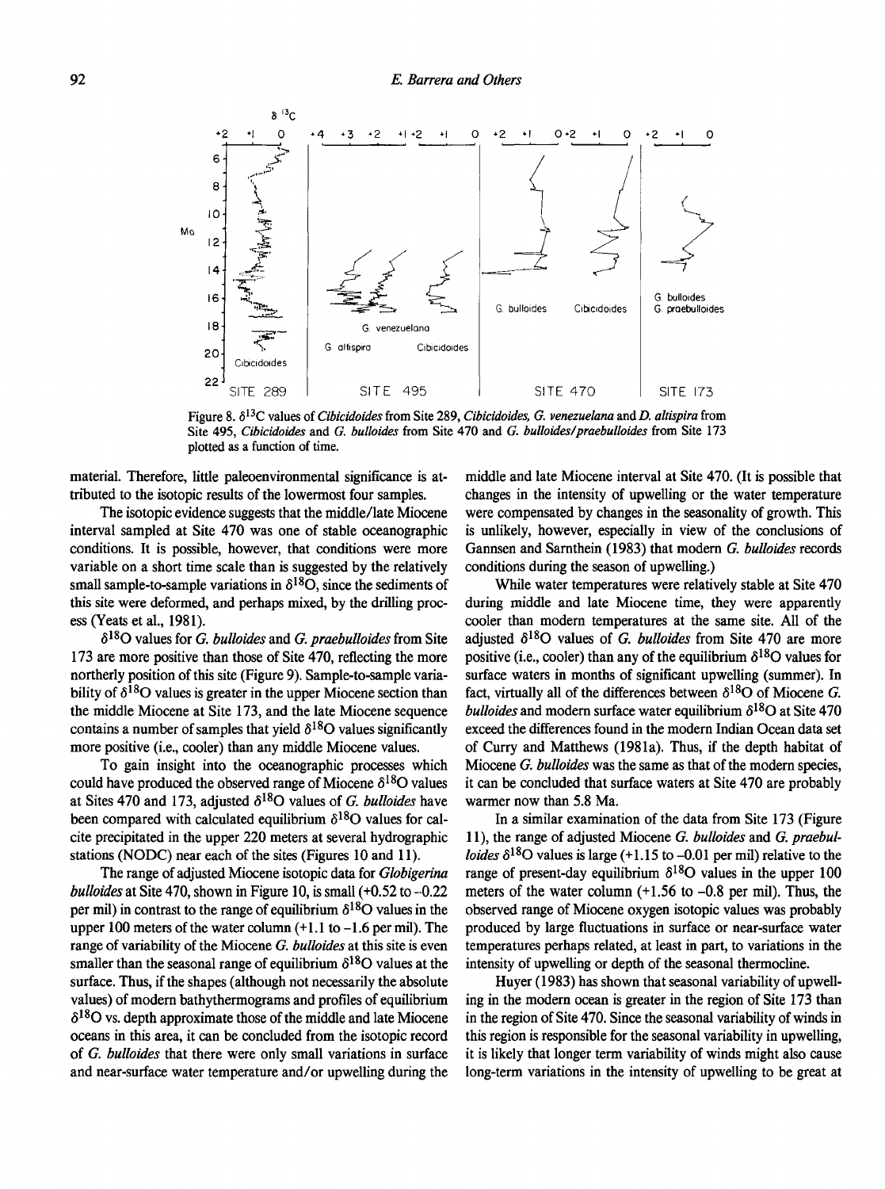Figure 8. $\delta^{13}C$ values of *Cibicidoides* from Site 289, *Cibicidoides*, *G. venezuelana* and *D. altispira* from Site 495, *Cibicidoides* and *G. bulloides* from Site 470 and *G. bulloides/praebulloides* from Site 173 plotted as a function of time.

material. Therefore, little paleoenvironmental significance is attributed to the isotopic results of the lowermost four samples.

The isotopic evidence suggests that the middle/late Miocene interval sampled at Site 470 was one of stable oceanographic conditions. It is possible, however, that conditions were more variable on a short time scale than is suggested by the relatively small sample-to-sample variations in $\delta^{18}O$, since the sediments of this site were deformed, and perhaps mixed, by the drilling process (Yeats et al., 1981).

$\delta^{18}O$ values for *G. bulloides* and *G. praebulloides* from Site 173 are more positive than those of Site 470, reflecting the more northerly position of this site (Figure 9). Sample-to-sample variability of $\delta^{18}O$ values is greater in the upper Miocene section than the middle Miocene at Site 173, and the late Miocene sequence contains a number of samples that yield $\delta^{18}O$ values significantly more positive (i.e., cooler) than any middle Miocene values.

To gain insight into the oceanographic processes which could have produced the observed range of Miocene $\delta^{18}O$ values at Sites 470 and 173, adjusted $\delta^{18}O$ values of *G. bulloides* have been compared with calculated equilibrium $\delta^{18}O$ values for calcite precipitated in the upper 220 meters at several hydrographic stations (NODC) near each of the sites (Figures 10 and 11).

The range of adjusted Miocene isotopic data for *Globigerina bulloides* at Site 470, shown in Figure 10, is small (+0.52 to −0.22 per mil) in contrast to the range of equilibrium $\delta^{18}O$ values in the upper 100 meters of the water column (+1.1 to −1.6 per mil). The range of variability of the Miocene *G. bulloides* at this site is even smaller than the seasonal range of equilibrium $\delta^{18}O$ values at the surface. Thus, if the shapes (although not necessarily the absolute values) of modern bathythermograms and profiles of equilibrium $\delta^{18}O$ vs. depth approximate those of the middle and late Miocene oceans in this area, it can be concluded from the isotopic record of *G. bulloides* that there were only small variations in surface and near-surface water temperature and/or upwelling during the middle and late Miocene interval at Site 470. (It is possible that changes in the intensity of upwelling or the water temperature were compensated by changes in the seasonality of growth. This is unlikely, however, especially in view of the conclusions of Gannsen and Sarnthein (1983) that modern *G. bulloides* records conditions during the season of upwelling.)

While water temperatures were relatively stable at Site 470 during middle and late Miocene time, they were apparently cooler than modern temperatures at the same site. All of the adjusted $\delta^{18}O$ values of *G. bulloides* from Site 470 are more positive (i.e., cooler) than any of the equilibrium $\delta^{18}O$ values for surface waters in months of significant upwelling (summer). In fact, virtually all of the differences between $\delta^{18}O$ of Miocene *G. bulloides* and modern surface water equilibrium $\delta^{18}O$ at Site 470 exceed the differences found in the modern Indian Ocean data set of Curry and Matthews (1981a). Thus, if the depth habitat of Miocene *G. bulloides* was the same as that of the modern species, it can be concluded that surface waters at Site 470 are probably warmer now than 5.8 Ma.

In a similar examination of the data from Site 173 (Figure 11), the range of adjusted Miocene *G. bulloides* and *G. praebulloides* $\delta^{18}O$ values is large (+1.15 to −0.01 per mil) relative to the range of present-day equilibrium $\delta^{18}O$ values in the upper 100 meters of the water column (+1.56 to −0.8 per mil). Thus, the observed range of Miocene oxygen isotopic values was probably produced by large fluctuations in surface or near-surface water temperatures perhaps related, at least in part, to variations in the intensity of upwelling or depth of the seasonal thermocline.

Huyer (1983) has shown that seasonal variability of upwelling in the modern ocean is greater in the region of Site 173 than in the region of Site 470. Since the seasonal variability of winds in this region is responsible for the seasonal variability in upwelling, it is likely that longer term variability of winds might also cause long-term variations in the intensity of upwelling to be great at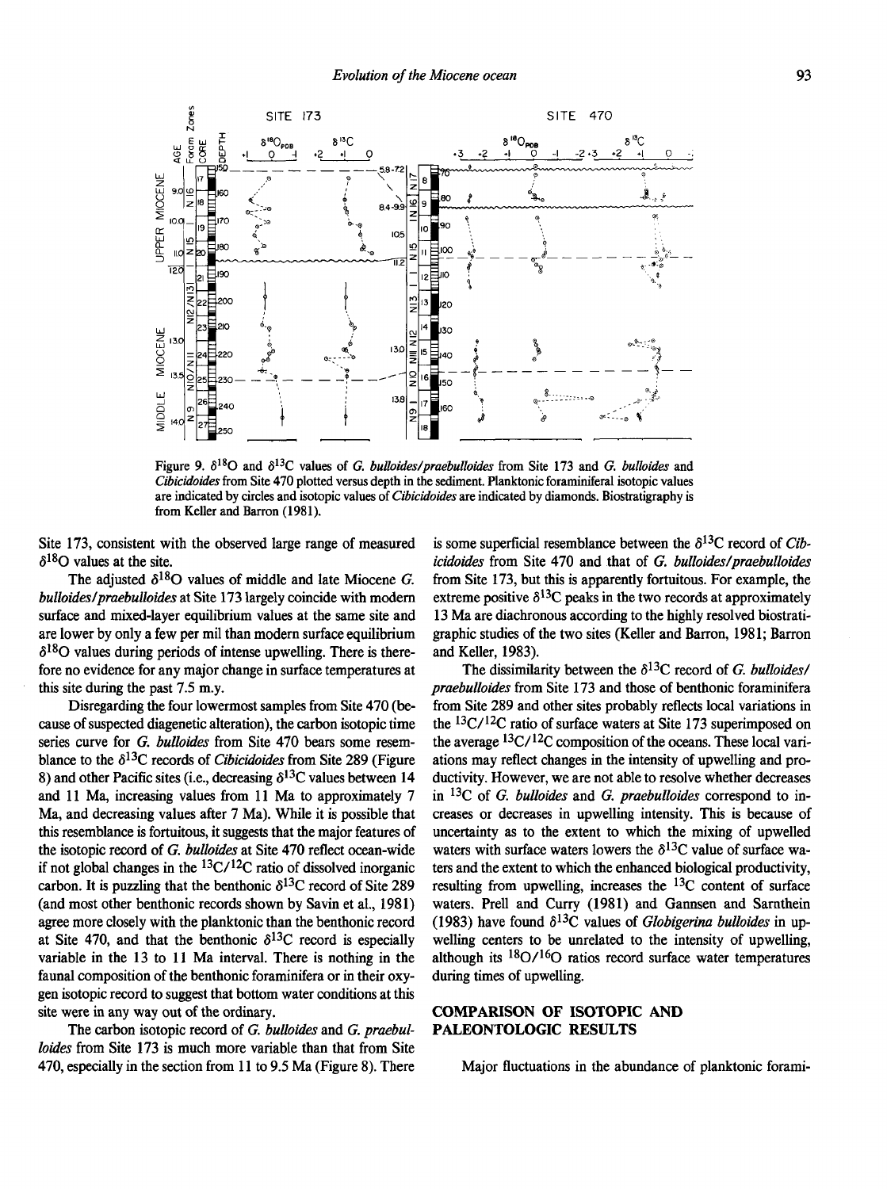Figure 9. $\delta^{18}O$ and $\delta^{13}C$ values of *G. bulloides/praebulloides* from Site 173 and *G. bulloides* and *Cibicidoides* from Site 470 plotted versus depth in the sediment. Planktonic foraminiferal isotopic values are indicated by circles and isotopic values of *Cibicidoides* are indicated by diamonds. Biostratigraphy is from Keller and Barron (1981).

Site 173, consistent with the observed large range of measured $\delta^{18}O$ values at the site.

The adjusted $\delta^{18}O$ values of middle and late Miocene *G. bulloides/praebulloides* at Site 173 largely coincide with modern surface and mixed-layer equilibrium values at the same site and are lower by only a few per mil than modern surface equilibrium $\delta^{18}O$ values during periods of intense upwelling. There is therefore no evidence for any major change in surface temperatures at this site during the past 7.5 m.y.

Disregarding the four lowermost samples from Site 470 (because of suspected diagenetic alteration), the carbon isotopic time series curve for *G. bulloides* from Site 470 bears some resemblance to the $\delta^{13}C$ records of *Cibicidoides* from Site 289 (Figure 8) and other Pacific sites (i.e., decreasing $\delta^{13}C$ values between 14 and 11 Ma, increasing values from 11 Ma to approximately 7 Ma, and decreasing values after 7 Ma). While it is possible that this resemblance is fortuitous, it suggests that the major features of the isotopic record of *G. bulloides* at Site 470 reflect ocean-wide if not global changes in the $^{13}C/^{12}C$ ratio of dissolved inorganic carbon. It is puzzling that the benthonic $\delta^{13}C$ record of Site 289 (and most other benthonic records shown by Savin et al., 1981) agree more closely with the planktonic than the benthonic record at Site 470, and that the benthonic $\delta^{13}C$ record is especially variable in the 13 to 11 Ma interval. There is nothing in the faunal composition of the benthonic foraminifera or in their oxygen isotopic record to suggest that bottom water conditions at this site were in any way out of the ordinary.

The carbon isotopic record of *G. bulloides* and *G. praebulloides* from Site 173 is much more variable than that from Site 470, especially in the section from 11 to 9.5 Ma (Figure 8). There is some superficial resemblance between the $\delta^{13}C$ record of *Cibicidoides* from Site 470 and that of *G. bulloides/praebulloides* from Site 173, but this is apparently fortuitous. For example, the extreme positive $\delta^{13}C$ peaks in the two records at approximately 13 Ma are diachronous according to the highly resolved biostratigraphic studies of the two sites (Keller and Barron, 1981; Barron and Keller, 1983).

The dissimilarity between the $\delta^{13}C$ record of *G. bulloides/praebulloides* from Site 173 and those of benthonic foraminifera from Site 289 and other sites probably reflects local variations in the $^{13}C/^{12}C$ ratio of surface waters at Site 173 superimposed on the average $^{13}C/^{12}C$ composition of the oceans. These local variations may reflect changes in the intensity of upwelling and productivity. However, we are not able to resolve whether decreases in $^{13}C$ of *G. bulloides* and *G. praebulloides* correspond to increases or decreases in upwelling intensity. This is because of uncertainty as to the extent to which the mixing of upwelled waters with surface waters lowers the $\delta^{13}C$ value of surface waters and the extent to which the enhanced biological productivity, resulting from upwelling, increases the $^{13}C$ content of surface waters. Prell and Curry (1981) and Gannsen and Sarnthein (1983) have found $\delta^{13}C$ values of *Globigerina bulloides* in upwelling centers to be unrelated to the intensity of upwelling, although its $^{18}O/^{16}O$ ratios record surface water temperatures during times of upwelling.

## COMPARISON OF ISOTOPIC AND PALEONTOLOGIC RESULTS

Major fluctuations in the abundance of planktonic forami-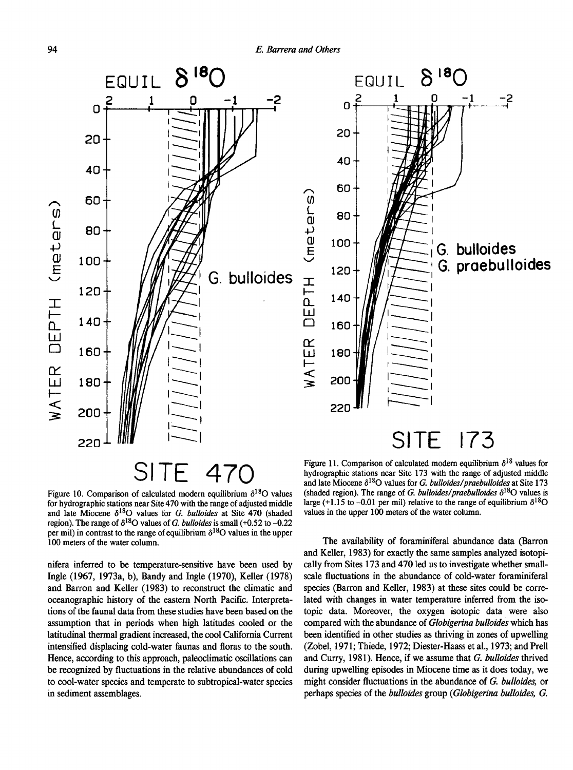Figure 10. Comparison of calculated modern equilibrium $\delta^{18}O$ values for hydrographic stations near Site 470 with the range of adjusted middle and late Miocene $\delta^{18}O$ values for *G. bulloides* at Site 470 (shaded region). The range of $\delta^{18}O$ values of *G. bulloides* is small (+0.52 to −0.22 per mil) in contrast to the range of equilibrium $\delta^{18}O$ values in the upper 100 meters of the water column.

Figure 11. Comparison of calculated modern equilibrium $\delta^{18}$ values for hydrographic stations near Site 173 with the range of adjusted middle and late Miocene $\delta^{18}O$ values for *G. bulloides/praebulloides* at Site 173 (shaded region). The range of *G. bulloides/praebulloides* $\delta^{18}O$ values is large (+1.15 to −0.01 per mil) relative to the range of equilibrium $\delta^{18}O$ values in the upper 100 meters of the water column.

nifera inferred to be temperature-sensitive have been used by Ingle (1967, 1973a, b), Bandy and Ingle (1970), Keller (1978) and Barron and Keller (1983) to reconstruct the climatic and oceanographic history of the eastern North Pacific. Interpretations of the faunal data from these studies have been based on the assumption that in periods when high latitudes cooled or the latitudinal thermal gradient increased, the cool California Current intensified displacing cold-water faunas and floras to the south. Hence, according to this approach, paleoclimatic oscillations can be recognized by fluctuations in the relative abundances of cold to cool-water species and temperate to subtropical-water species in sediment assemblages.

The availability of foraminiferal abundance data (Barron and Keller, 1983) for exactly the same samples analyzed isotopically from Sites 173 and 470 led us to investigate whether small-scale fluctuations in the abundance of cold-water foraminiferal species (Barron and Keller, 1983) at these sites could be correlated with changes in water temperature inferred from the isotopic data. Moreover, the oxygen isotopic data were also compared with the abundance of *Globigerina bulloides* which has been identified in other studies as thriving in zones of upwelling (Zobel, 1971; Thiede, 1972; Diester-Haass et al., 1973; and Prell and Curry, 1981). Hence, if we assume that *G. bulloides* thrived during upwelling episodes in Miocene time as it does today, we might consider fluctuations in the abundance of *G. bulloides*, or perhaps species of the *bulloides* group (*Globigerina bulloides*, *G.*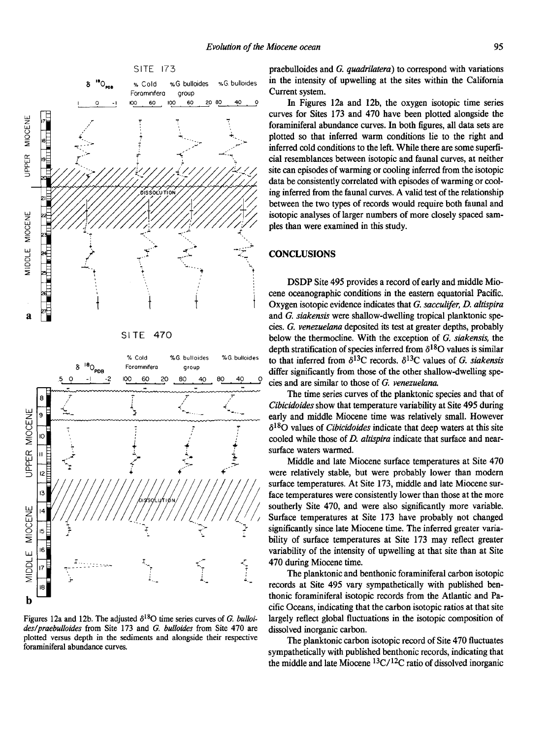Figures 12a and 12b. The adjusted $\delta^{18}O$ time series curves of *G. bulloides/praebulloides* from Site 173 and *G. bulloides* from Site 470 are plotted versus depth in the sediments and alongside their respective foraminiferal abundance curves.

praebulloides and *G. quadrilatera*) to correspond with variations in the intensity of upwelling at the sites within the California Current system.

In Figures 12a and 12b, the oxygen isotopic time series curves for Sites 173 and 470 have been plotted alongside the foraminiferal abundance curves. In both figures, all data sets are plotted so that inferred warm conditions lie to the right and inferred cold conditions to the left. While there are some superficial resemblances between isotopic and faunal curves, at neither site can episodes of warming or cooling inferred from the isotopic data be consistently correlated with episodes of warming or cooling inferred from the faunal curves. A valid test of the relationship between the two types of records would require both faunal and isotopic analyses of larger numbers of more closely spaced samples than were examined in this study.

## CONCLUSIONS

DSDP Site 495 provides a record of early and middle Miocene oceanographic conditions in the eastern equatorial Pacific. Oxygen isotopic evidence indicates that *G. sacculifer*, *D. altispira* and *G. siakensis* were shallow-dwelling tropical planktonic species. *G. venezuelana* deposited its test at greater depths, probably below the thermocline. With the exception of *G. siakensis*, the depth stratification of species inferred from $\delta^{18}O$ values is similar to that inferred from $\delta^{13}C$ records. $\delta^{13}C$ values of *G. siakensis* differ significantly from those of the other shallow-dwelling species and are similar to those of *G. venezuelana*.

The time series curves of the planktonic species and that of *Cibicidoides* show that temperature variability at Site 495 during early and middle Miocene time was relatively small. However $\delta^{18}O$ values of *Cibicidoides* indicate that deep waters at this site cooled while those of *D. altispira* indicate that surface and near-surface waters warmed.

Middle and late Miocene surface temperatures at Site 470 were relatively stable, but were probably lower than modern surface temperatures. At Site 173, middle and late Miocene surface temperatures were consistently lower than those at the more southerly Site 470, and were also significantly more variable. Surface temperatures at Site 173 have probably not changed significantly since late Miocene time. The inferred greater variability of surface temperatures at Site 173 may reflect greater variability of the intensity of upwelling at that site than at Site 470 during Miocene time.

The planktonic and benthonic foraminiferal carbon isotopic records at Site 495 vary sympathetically with published benthonic foraminiferal isotopic records from the Atlantic and Pacific Oceans, indicating that the carbon isotopic ratios at that site largely reflect global fluctuations in the isotopic composition of dissolved inorganic carbon.

The planktonic carbon isotopic record of Site 470 fluctuates sympathetically with published benthonic records, indicating that the middle and late Miocene $^{13}C/^{12}C$ ratio of dissolved inorganic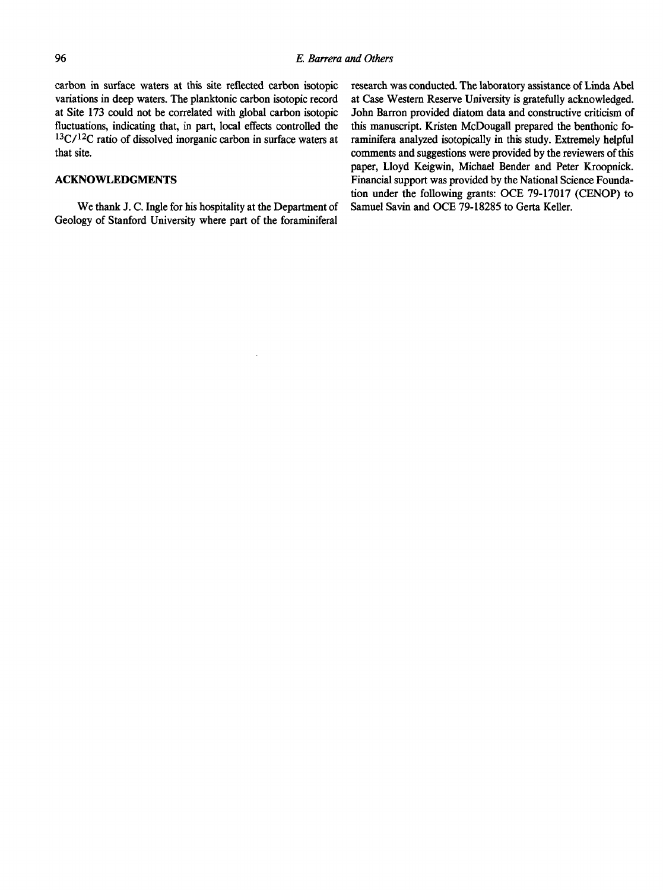carbon in surface waters at this site reflected carbon isotopic variations in deep waters. The planktonic carbon isotopic record at Site 173 could not be correlated with global carbon isotopic fluctuations, indicating that, in part, local effects controlled the $^{13}C/^{12}C$ ratio of dissolved inorganic carbon in surface waters at that site.

## ACKNOWLEDGMENTS

We thank J. C. Ingle for his hospitality at the Department of Geology of Stanford University where part of the foraminiferal research was conducted. The laboratory assistance of Linda Abel at Case Western Reserve University is gratefully acknowledged. John Barron provided diatom data and constructive criticism of this manuscript. Kristen McDougall prepared the benthonic foraminifera analyzed isotopically in this study. Extremely helpful comments and suggestions were provided by the reviewers of this paper, Lloyd Keigwin, Michael Bender and Peter Kroopnick. Financial support was provided by the National Science Foundation under the following grants: OCE 79-17017 (CENOP) to Samuel Savin and OCE 79-18285 to Gerta Keller.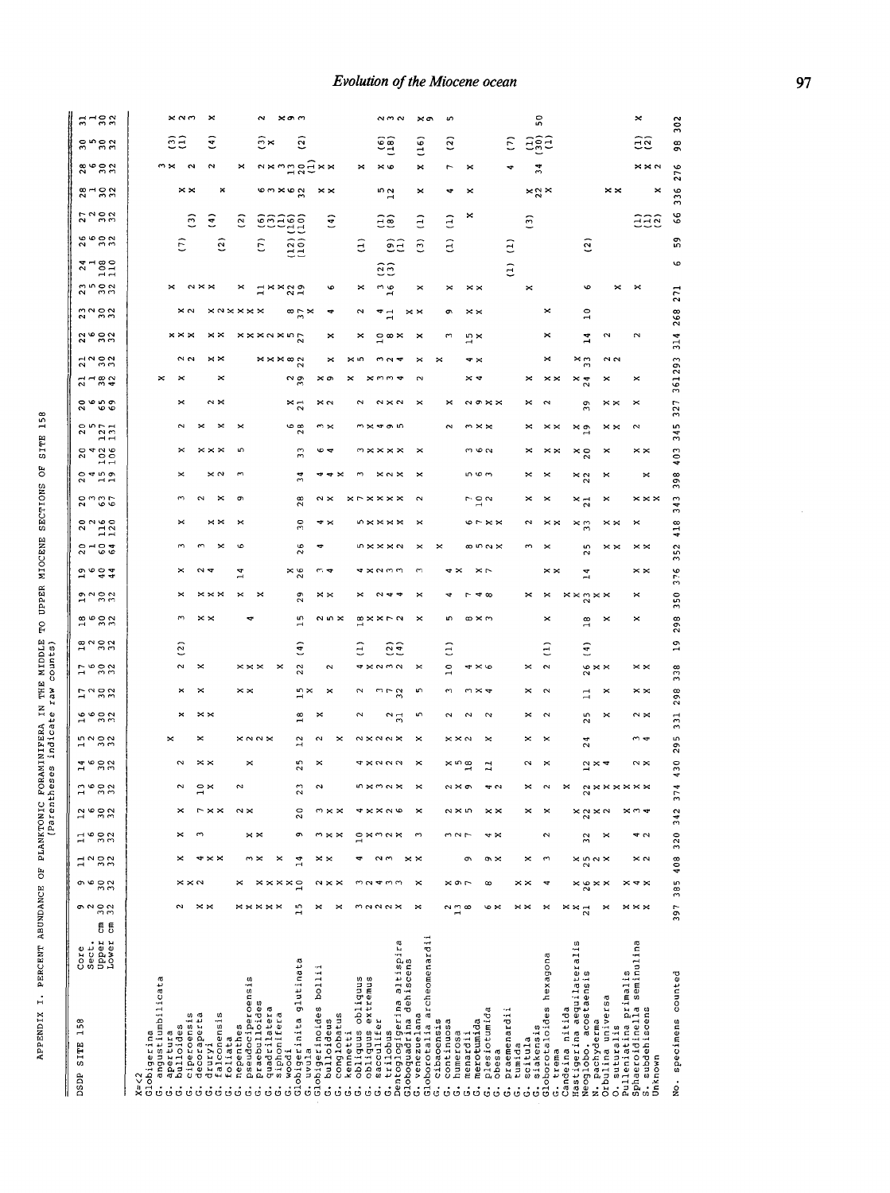APPENDIX I. PERCENT ABUNDANCE OF PLANKTONIC FORAMINIFERA IN THE MIDDLE TO UPPER MIOCENE SECTIONS OF SITE 158 (Parentheses indicate raw counts)

| DSDP SITE 158 | 9 | 9 | 11 | 11 | 12 | 13 | 14 | 15 | 16 | 17 | 17 | 18 | 18 | 19 | 19 | 20 | 20 | 20 | 20 | 20 | 20 | 20 | 21 | 21 | 22 | 23 | 23 | 24 | 26 | 27 | 28 | 28 | 30 | 31 |
|---|---|---|---|---|---|---|---|---|---|---|---|---|---|---|---|---|---|---|---|---|---|---|---|---|---|---|---|---|---|---|---|---|---|---|
| Sect. | 2 | 6 | 2 | 6 | 6 | 6 | 6 | 2 | 6 | 2 | 6 | 2 | 6 | 2 | 6 | 1 | 2 | 3 | 4 | 4 | 5 | 6 | 1 | 2 | 6 | 2 | 5 | 1 | 6 | 2 | 1 | 6 | 5 | 1 |
| Upper cm | 30 | 30 | 30 | 30 | 30 | 30 | 30 | 30 | 30 | 30 | 30 | 30 | 30 | 30 | 40 | 60 | 116 | 63 | 15 | 102 | 127 | 65 | 38 | 30 | 30 | 30 | 30 | 108 | 30 | 30 | 30 | 30 | 30 | 30 |
| Lower cm | 32 | 32 | 32 | 32 | 32 | 32 | 32 | 32 | 32 | 32 | 32 | 32 | 32 | 32 | 44 | 64 | 120 | 67 | 19 | 106 | 131 | 69 | 42 | 32 | 32 | 32 | 32 | 110 | 32 | 32 | 32 | 32 | 32 | 32 |
| X=<2 | | | | | | | | | | | | | | | | | | | | | | | | | | | | | | | | | | |
| Globigerina | | | | | | | | | | | | | | | | | | | | | | | | | | | | | | | | | | |
| G. angustiumbilicata | | | | | | | | | | | | | | | | | | | | | | | | | | | | | | | | | | |
| G. apertura | | | | | | | | x | | | | | | | | | | | | | | | x | | | | x | | | | | | | |
| G. bulloides | 2 | x | x | x | x | 2 | 2 | x | x | x | 2 | (2) | 3 | x | x | 3 | x | 3 | x | x | 2 | x | x | 2 | x | x | x | | (7) | | x | 3 | (3) | x |
| G. ciperoensis | | x | | | | | | | | | | | | | | | | | | | | | | 2 | x | 2 | | | | (3) | x | | (1) | 2 |
| G. decoraperta | | 2 | | | | | | | | | | | | | | | | | | | | | | | x | | 2 | | | | | | | |
| G. druryi | x | x | 4 | 3 | 7 | 10 | x | x | x | x | x | | x | x | 2 | 3 | x | 2 | x | x | x | 2 | | x | x | x | x | | | (4) | | 2 | (4) | 3 |
| G. falconensis | x | | x | | x | x | x | | x | | | | x | x | 4 | | x | | 2 | x | | x | x | x | x | 2 | | | (2) | | x | 2 | (4) | x |
| G. foliata | | | x | | x | | | | | | | | | x | | x | x | | | x | | | | | | x | | | | | | | | |
| G. nepenthes | x | x | | | 2 | | | x | | x | x | | | x | 14 | 6 | x | 9 | 3 | 5 | x | | | | x | x | x | | | (2) | | x | | |
| G. pseudociperoensis | x | | 3 | x | x | 2 | | x | | x | x | | 4 | | | | | | | | | | | | x | x | | | | | | | | 2 |
| G. praebulloides | x | x | x | x | | | | 2 | | | x | | | x | | | | | | | | | | x | x | x | 11 | | (7) | (6) | 6 | 2 | (3) | |
| G. quadrilatera | x | x | | | | | x | x | | | | | | | | | | | | | | | | x | 2 | | x | | | (3) | 3 | x | x | |
| G. siphonifera | x | x | x | | | | | | | | | | | | | | | | | | | | | x | x | | x | | | (1) | x | 3 | | x |
| G. woodi | x | x | | | | | | | | | x | | | | x | | | | | | | | | x | 5 | 8 | 22 | | (12) | (16) | 6 | 13 | | 9 |
| Globigerinita glutinata | 15 | 10 | 14 | 9 | 20 | 23 | 25 | 12 | 18 | 15 | 22 | (4) | 15 | 29 | 26 | 26 | 30 | 28 | 34 | 33 | 28 | 21 | 39 | 22 | 27 | 37 | 19 | | (10) | (10) | 32 | 20 | (2) | 3 |
| G. uvula | | | | | | | | | | x | | | | | | | | | | | | | | | | x | | | | | | (1) | | |
| Globigerinoides bollii | x | 2 | x | 3 | 3 | 2 | x | 2 | x | | | | 2 | x | 3 | 4 | 4 | 2 | 4 | 6 | 3 | x | x | | | | | | | | x | x | | |
| G. bulloideus | | x | x | x | x | | | | | x | | | 5 | x | 4 | | x | x | 4 | 4 | x | 2 | 9 | | x | 4 | | | | (4) | x | x | | |
| G. conglobatus | x | x | | x | x | | | x | | | 2 | | x | | | | | | x | | | | | | | | 6 | | | | | | | |
| G. kennetti | | | | | | | | | | | | | | | | | | | | | | | x | x | | | | | (1) | | | | | |
| G. obliquus obliquus | 3 | 3 | 4 | 10 | 4 | 5 | 4 | 2 | 2 | 2 | 4 | (1) | 18 | x | 4 | 5 | 5 | x | 3 | 3 | 3 | 2 | x | 5 | x | 2 | x | | | | | x | | |
| G. obliquus extremus | 2 | 2 | | x | x | x | x | x | | | x | | x | | x | x | x | 7 | x | x | x | | | | | | | | | | | | | |
| G. sacculifer | 2 | 4 | 2 | 3 | x | 3 | 2 | 2 | | 3 | 3 | | x | 2 | 3 | x | x | x | x | x | 4 | x | 3 | 3 | 10 | 4 | 3 | (2) | (9) | (1) | 5 | x | (6) | 2 |
| G. trilobus | 2 | 3 | 3 | 2 | 2 | 2 | 2 | x | 2 | 7 | 2 | (2) | 7 | 4 | 3 | x | x | x | x | x | 9 | x | 3 | 2 | 8 | 11 | 16 | (3) | (1) | (8) | 12 | 6 | (18) | 2 |
| Dentoglobigerina altispira | x | 3 | | x | 6 | x | 2 | x | 31 | 32 | 2 | (4) | 2 | 4 | 3 | 2 | x | x | x | x | 5 | 2 | 4 | 4 | x | x | | | | | | | | |
| Globoquadrina dehiscens | | | | | | | | | | | | | | | | | | | | | | | | | | | | | | | | | | |
| G. venezuelana | x | x | x | 3 | x | x | x | x | 5 | 5 | x | | x | x | 3 | x | x | 2 | x | x | | x | 2 | x | x | x | x | | (3) | (1) | x | x | (16) | x |
| Globorotalia archeomenardii | | | | | | | | | | | | | | | | x | | | | | | | | | | | | | | | | | | |
| G. cibaoensis | | | | | | | | | | | | | | | | | | | | | | | | | | | | | | | | | | |
| G. continuosa | 2 | x | | 3 | 2 | 2 | x | x | 2 | 3 | 10 | (1) | 5 | 4 | 4 | | | | | | 2 | x | | | 3 | 9 | x | | (1) | (1) | 4 | 7 | (2) | 5 |
| G. humerosa | 13 | 9 | | 2 | x | x | 5 | x | x | x | | | | | x | | | | | | | | | | | | | | | | | | | |
| G. menardii | 8 | 7 | 9 | 7 | 5 | 9 | 18 | 2 | 2 | 3 | 4 | | 8 | 7 | | 8 | 6 | 7 | 5 | 3 | 3 | 2 | x | 4 | 15 | x | x | | | | x | x | | |
| G. merotumida | | | | | | | | | | x | x | | x | 4 | x | 5 | 7 | 10 | 6 | 6 | x | 9 | 4 | x | x | x | x | | | | | | | |
| G. plesiotumida | 6 | 8 | 9 | 4 | x | 4 | 11 | x | 2 | 4 | 6 | | 3 | 8 | 7 | 2 | x | 2 | 3 | 2 | x | x | | | | | x | | | | | | | |
| G. obesa | x | | x | x | x | 2 | | | | | | | | | | x | x | | | | | x | | | | | | | | | | | | |
| G. praemenardii | | | | | | | | | | | | | | | | | | | | | | | | | | | | (1) | (1) | | | 4 | (7) | |
| G. tumida | x | | | | | | | | | | | | | | | | | | | | | | | | | | | | | | | | | |
| G. scitula | x | x | x | | x | x | 2 | x | x | x | x | | | x | | 3 | 2 | x | x | x | x | x | x | | | | x | | | (3) | x | | (1) | |
| G. siakensis | | | | | | | | | | | | | | | | | | | | | | | | | | | | | | | 22 | 34 | (30) | 50 |
| Globorotaloides hexagona | x | 4 | 3 | 2 | x | 2 | x | x | 2 | 2 | 2 | (1) | x | x | x | x | x | x | x | x | x | 2 | x | x | x | x | | | | | x | | (1) | |
| G. trema | | | | | | | | | | | | | | | | | | | | | | | | | | | | | | | | | | |
| Candeina nitida | x | | | | | x | | | | | | | | x | | | | | | | | | | | | | | | | | | | | |
| Hastigerina aequilateralis | x | x | x | | x | | | | | | | | | x | | | x | x | x | x | x | | x | | | | | | | | | | | |
| Neoglobo. acostaensis | 21 | 26 | 25 | 32 | 22 | 22 | 12 | 24 | 25 | 11 | 26 | (4) | 18 | 23 | 14 | 25 | 33 | 21 | 22 | 20 | 19 | 39 | 24 | 33 | 14 | 10 | 6 | | (2) | | | | | |
| N. pachyderma | | x | 2 | | x | x | x | | | | x | | | x | | | | | | | | | | | | | | | | | | | | |
| Orbulina universa | x | x | x | x | 2 | x | 4 | | x | x | x | | x | x | | x | x | x | x | x | x | x | x | 2 | 2 | | x | | | | x | | | |
| O. suturalis | | | | | | x | | | | | | | | | | x | x | | | | x | x | | | | | | | | | x | | | |
| Pulleniatina primalis | x | x | | | x | x | | | | | | | | | | | | | | | | | | | | | | | | | | | | |
| Sphaeroidinella seminulina | x | 4 | x | 4 | 3 | x | 2 | 3 | 2 | x | x | | x | x | x | x | x | x | | x | 2 | x | x | | 2 | | x | | | (1) | | x | (1) | x |
| S. subdehiscens | x | x | 2 | 2 | 4 | x | x | 4 | x | x | x | | | | x | x | | x | x | x | | | | | | | | | | (1) | | x | (2) | |
| Unknown | | | | | | | | | | | | | | | | | | | | | | | | | | | | | | (2) | x | 2 | | |
| No. specimens counted | 397 | 385 | 408 | 320 | 342 | 374 | 430 | 295 | 331 | 298 | 338 | 19 | 298 | 350 | 376 | 352 | 418 | 343 | 398 | 403 | 345 | 327 | 361 | 293 | 314 | 268 | 271 | 6 | 59 | 66 | 336 | 276 | 98 | 302 |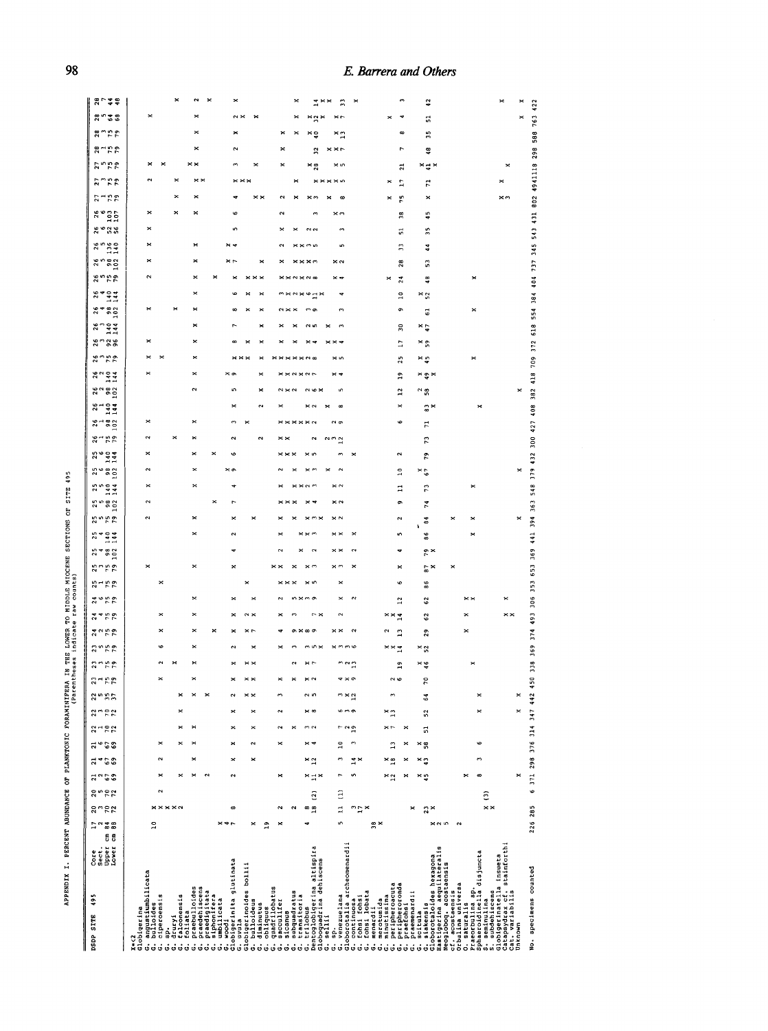APPENDIX I. PERCENT ABUNDANCE OF PLANKTONIC FORAMINIFERA IN THE LOWER TO MIDDLE MIOCENE SECTIONS OF SITE 495
(Parentheses indicate raw counts)

The individual abundance values in the body of this table are not legible at the available resolution and are not transcribed. The header rows are my best reading; I read 45 sample columns there but 46 values in the "No. specimens counted" row, so the final column has no header.

| DSDP SITE 495 | | | | | | | | | | | | | | | | | | | | | | | | | | | | | | | | | | | | | | | | | | | | | | |
|---|---|---|---|---|---|---|---|---|---|---|---|---|---|---|---|---|---|---|---|---|---|---|---|---|---|---|---|---|---|---|---|---|---|---|---|---|---|---|---|---|---|---|---|---|---|
| Core | 17 | 20 | 20 | 21 | 21 | 21 | 22 | 22 | 22 | 23 | 23 | 23 | 24 | 24 | 25 | 25 | 25 | 25 | 25 | 25 | 25 | 25 | 25 | 26 | 26 | 26 | 26 | 26 | 26 | 26 | 26 | 26 | 26 | 26 | 26 | 26 | 26 | 26 | 27 | 27 | 27 | 28 | 28 | 28 | 28 | |
| Sect. | 2 | 3 | 5 | 2 | 4 | 6 | 1 | 3 | 5 | 1 | 3 | 5 | 2 | 4 | 1 | 3 | 3 | 4 | 5 | 5 | 5 | 6 | 6 | 1 | 1 | 1 | 2 | 2 | 3 | 3 | 3 | 4 | 4 | 5 | 5 | 5 | 6 | 6 | 1 | 3 | 5 | 1 | 3 | 5 | 7 | |
| Upper cm | 84 | 70 | 70 | 67 | 67 | 67 | 70 | 70 | 35 | 75 | 75 | 75 | 75 | 75 | 75 | 75 | 98 | 140 | 75 | 98 | 140 | 98 | 140 | 75 | 98 | 140 | 98 | 140 | 75 | 92 | 140 | 98 | 140 | 75 | 98 | 136 | 52 | 103 | 75 | 75 | 75 | 75 | 75 | 64 | 44 | |
| Lower cm | 88 | 72 | 72 | 69 | 69 | 69 | 72 | 72 | 37 | 79 | 79 | 79 | 79 | 79 | 79 | 79 | 102 | 144 | 79 | 102 | 144 | 102 | 144 | 79 | 102 | 144 | 102 | 144 | 79 | 96 | 144 | 102 | 144 | 79 | 102 | 140 | 56 | 107 | 79 | 79 | 79 | 79 | 79 | 68 | 48 | |

X=<2

Species and other rows listed in the table (values not transcribed):

- *Globigerina*
- G. angustiumbilicata
- G. bulloides
- G. ciperoensis
- G. sp.
- G. druryi
- G. falconensis
- G. foliata
- G. praebulloides
- G. praedehiscens
- G. praedigitata
- G. siphonifera
- G. umbilicata
- G. woodi
- *Globigerinita glutinata*
- G. uvula
- *Globigerinoides bollii*
- G. bulloideus
- G. diminutus
- G. obliquus
- G. quadrilobatus
- G. sacculifer
- G. sicanus
- G. subquadratus
- G. transitoria
- G. trilobus
- *Dentoglobigerina altispira*
- *Globoquadrina dehiscens*
- G. selli
- G. sp.
- G. venezuelana
- *Globorotalia archeomenardii*
- G. continuosa
- G. fohsi fohsi
- G. fohsi lobata
- G. menardii
- G. merotumida
- G. minutissima
- G. peripheroacuta
- G. peripheroronda
- G. praefohsi
- G. praemenardii
- G. scitula
- G. siakensis
- *Globorotaloides hexagona*
- *Hastigerina aequilateralis*
- *Neogloboq. acostaensis*
- cf. acostaensis
- *Orbulina universa*
- O. suturalis
- *Praeorbulina* sp.
- *Sphaeroidinella disjuncta*
- S. seminulina
- S. subdehiscens
- *Globigerinatella insueta*
- *Catapsydrax* cf. *stainforthi*
- Cat. variabilis
- Unknown

| No. specimens counted | 226 | 285 | 6 | 371 | 298 | 376 | 314 | 347 | 442 | 450 | 338 | 369 | 374 | 493 | 306 | 353 | 653 | 369 | 441 | 394 | 363 | 548 | 379 | 432 | 300 | 427 | 408 | 382 | 418 | 709 | 372 | 618 | 554 | 384 | 404 | 737 | 345 | 543 | 431 | 802 | 494 | 1118 | 298 | 588 | 763 | 422 |
|---|---|---|---|---|---|---|---|---|---|---|---|---|---|---|---|---|---|---|---|---|---|---|---|---|---|---|---|---|---|---|---|---|---|---|---|---|---|---|---|---|---|---|---|---|---|---|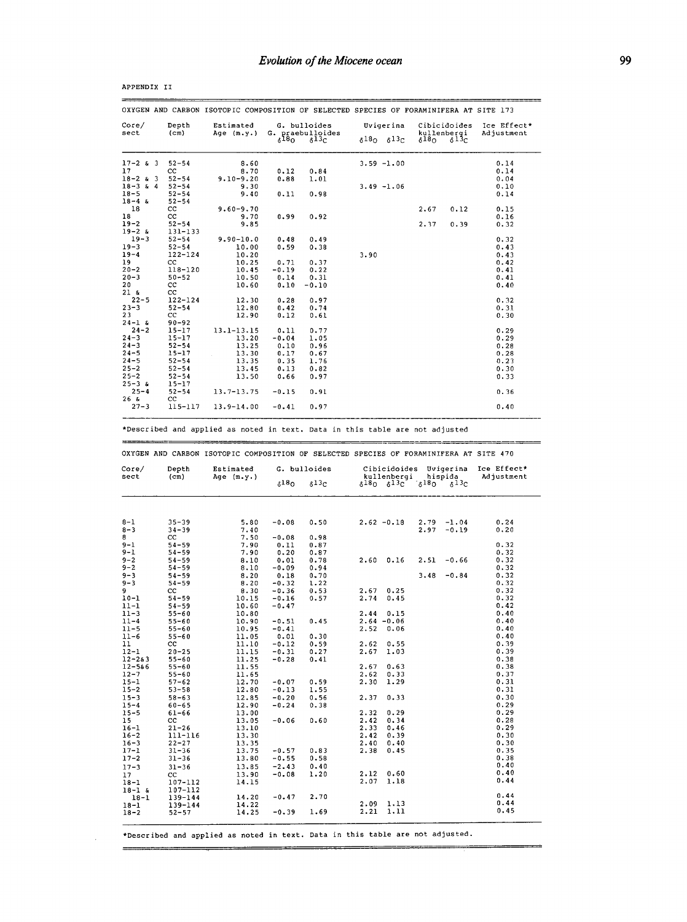APPENDIX II

OXYGEN AND CARBON ISOTOPIC COMPOSITION OF SELECTED SPECIES OF FORAMINIFERA AT SITE 173

| Core/ sect | Depth (cm) | Estimated Age (m.y.) | G. bulloides G. praebulloides $\delta^{18}O$ | $\delta^{13}C$ | Uvigerina $\delta^{18}O$ | $\delta^{13}C$ | Cibicidoides kullenbergi $\delta^{18}O$ | $\delta^{13}C$ | Ice Effect* Adjustment |
|---|---|---|---|---|---|---|---|---|---|
| 17-2 & 3 | 52-54 | 8.60 | | | 3.59 | -1.00 | | | 0.14 |
| 17 | CC | 8.70 | 0.12 | 0.84 | | | | | 0.14 |
| 18-2 & 3 | 52-54 | 9.10-9.20 | 0.88 | 1.01 | | | | | 0.04 |
| 18-3 & 4 | 52-54 | 9.30 | | | 3.49 | -1.06 | | | 0.10 |
| 18-5 | 52-54 | 9.40 | 0.11 | 0.98 | | | | | 0.14 |
| 18-4 & 18 | 52-54 CC | 9.60-9.70 | | | | | 2.67 | 0.12 | 0.15 |
| 18 | CC | 9.70 | 0.99 | 0.92 | | | | | 0.16 |
| 19-2 | 52-54 | 9.85 | | | | | 2.37 | 0.39 | 0.32 |
| 19-2 & 19-3 | 131-133 52-54 | 9.90-10.0 | 0.48 | 0.49 | | | | | 0.32 |
| 19-3 | 52-54 | 10.00 | 0.59 | 0.38 | | | | | 0.43 |
| 19-4 | 122-124 | 10.20 | | | 3.90 | | | | 0.43 |
| 19 | CC | 10.25 | 0.71 | 0.37 | | | | | 0.42 |
| 20-2 | 118-120 | 10.45 | -0.19 | 0.22 | | | | | 0.41 |
| 20-3 | 50-52 | 10.50 | 0.14 | 0.31 | | | | | 0.41 |
| 20 | CC | 10.60 | 0.10 | -0.10 | | | | | 0.40 |
| 21 & 22-5 | CC 122-124 | 12.30 | 0.28 | 0.97 | | | | | 0.32 |
| 23-3 | 52-54 | 12.80 | 0.42 | 0.74 | | | | | 0.31 |
| 23 | CC | 12.90 | 0.12 | 0.61 | | | | | 0.30 |
| 24-1 & 24-2 | 90-92 15-17 | 13.1-13.15 | 0.11 | 0.77 | | | | | 0.29 |
| 24-3 | 15-17 | 13.20 | -0.04 | 1.05 | | | | | 0.29 |
| 24-3 | 52-54 | 13.25 | 0.10 | 0.96 | | | | | 0.28 |
| 24-5 | 15-17 | 13.30 | 0.17 | 0.67 | | | | | 0.28 |
| 24-5 | 52-54 | 13.35 | 0.35 | 1.76 | | | | | 0.23 |
| 25-2 | 52-54 | 13.45 | 0.13 | 0.82 | | | | | 0.30 |
| 25-2 | 52-54 | 13.50 | 0.66 | 0.97 | | | | | 0.33 |
| 25-3 & 25-4 | 15-17 52-54 | 13.7-13.75 | -0.15 | 0.91 | | | | | 0.36 |
| 26 & 27-3 | CC 115-117 | 13.9-14.00 | -0.41 | 0.97 | | | | | 0.40 |

*Described and applied as noted in text. Data in this table are not adjusted

OXYGEN AND CARBON ISOTOPIC COMPOSITION OF SELECTED SPECIES OF FORAMINIFERA AT SITE 470

| Core/ sect | Depth (cm) | Estimated Age (m.y.) | G. bulloides $\delta^{18}O$ | $\delta^{13}C$ | Cibicidoides kullenbergi $\delta^{18}O$ | $\delta^{13}C$ | Uvigerina hispida $\delta^{18}O$ | $\delta^{13}C$ | Ice Effect* Adjustment |
|---|---|---|---|---|---|---|---|---|---|
| 8-1 | 35-39 | 5.80 | -0.08 | 0.50 | 2.62 | -0.18 | 2.79 | -1.04 | 0.24 |
| 8-3 | 34-39 | 7.40 | | | | | 2.97 | -0.19 | 0.20 |
| 8 | CC | 7.50 | -0.08 | 0.98 | | | | | |
| 9-1 | 54-59 | 7.90 | 0.11 | 0.87 | | | | | 0.32 |
| 9-1 | 54-59 | 7.90 | 0.20 | 0.87 | | | | | 0.32 |
| 9-2 | 54-59 | 8.10 | 0.01 | 0.78 | 2.60 | 0.16 | 2.51 | -0.66 | 0.32 |
| 9-2 | 54-59 | 8.10 | -0.09 | 0.94 | | | | | 0.32 |
| 9-3 | 54-59 | 8.20 | 0.18 | 0.70 | | | 3.48 | -0.84 | 0.32 |
| 9-3 | 54-59 | 8.20 | -0.32 | 1.22 | | | | | 0.32 |
| 9 | CC | 8.30 | -0.36 | 0.53 | 2.67 | 0.25 | | | 0.32 |
| 10-1 | 54-59 | 10.15 | -0.16 | 0.57 | 2.74 | 0.45 | | | 0.32 |
| 11-1 | 54-59 | 10.60 | -0.47 | | | | | | 0.42 |
| 11-3 | 55-60 | 10.80 | | | 2.44 | 0.15 | | | 0.40 |
| 11-4 | 55-60 | 10.90 | -0.51 | 0.45 | 2.64 | -0.06 | | | 0.40 |
| 11-5 | 55-60 | 10.95 | -0.41 | | 2.52 | 0.06 | | | 0.40 |
| 11-6 | 55-60 | 11.05 | 0.01 | 0.30 | | | | | 0.40 |
| 11 | CC | 11.10 | -0.12 | 0.59 | 2.62 | 0.55 | | | 0.39 |
| 12-1 | 20-25 | 11.15 | -0.31 | 0.27 | 2.67 | 1.03 | | | 0.39 |
| 12-2&3 | 55-60 | 11.25 | -0.28 | 0.41 | | | | | 0.38 |
| 12-5&6 | 55-60 | 11.55 | | | 2.67 | 0.63 | | | 0.38 |
| 12-7 | 55-60 | 11.65 | | | 2.62 | 0.33 | | | 0.37 |
| 15-1 | 57-62 | 12.70 | -0.07 | 0.59 | 2.30 | 1.29 | | | 0.31 |
| 15-2 | 53-58 | 12.80 | -0.13 | 1.55 | | | | | 0.31 |
| 15-3 | 58-63 | 12.85 | -0.20 | 0.56 | 2.37 | 0.33 | | | 0.30 |
| 15-4 | 60-65 | 12.90 | -0.24 | 0.38 | | | | | 0.29 |
| 15-5 | 61-66 | 13.00 | | | 2.32 | 0.29 | | | 0.29 |
| 15 | CC | 13.05 | -0.06 | 0.60 | 2.42 | 0.34 | | | 0.28 |
| 16-1 | 21-26 | 13.10 | | | 2.33 | 0.46 | | | 0.29 |
| 16-2 | 111-116 | 13.30 | | | 2.42 | 0.39 | | | 0.30 |
| 16-3 | 22-27 | 13.35 | | | 2.40 | 0.40 | | | 0.30 |
| 17-1 | 31-36 | 13.75 | -0.57 | 0.83 | 2.38 | 0.45 | | | 0.35 |
| 17-2 | 31-36 | 13.80 | -0.55 | 0.58 | | | | | 0.38 |
| 17-3 | 31-36 | 13.85 | -2.43 | 0.40 | | | | | 0.40 |
| 17 | CC | 13.90 | -0.08 | 1.20 | 2.12 | 0.60 | | | 0.40 |
| 18-1 | 107-112 | 14.15 | | | 2.07 | 1.18 | | | 0.44 |
| 18-1 & 18-1 | 107-112 139-144 | 14.20 | -0.47 | 2.70 | | | | | 0.44 |
| 18-1 | 139-144 | 14.22 | | | 2.09 | 1.13 | | | 0.44 |
| 18-2 | 52-57 | 14.25 | -0.39 | 1.69 | 2.21 | 1.11 | | | 0.45 |

*Described and applied as noted in text. Data in this table are not adjusted.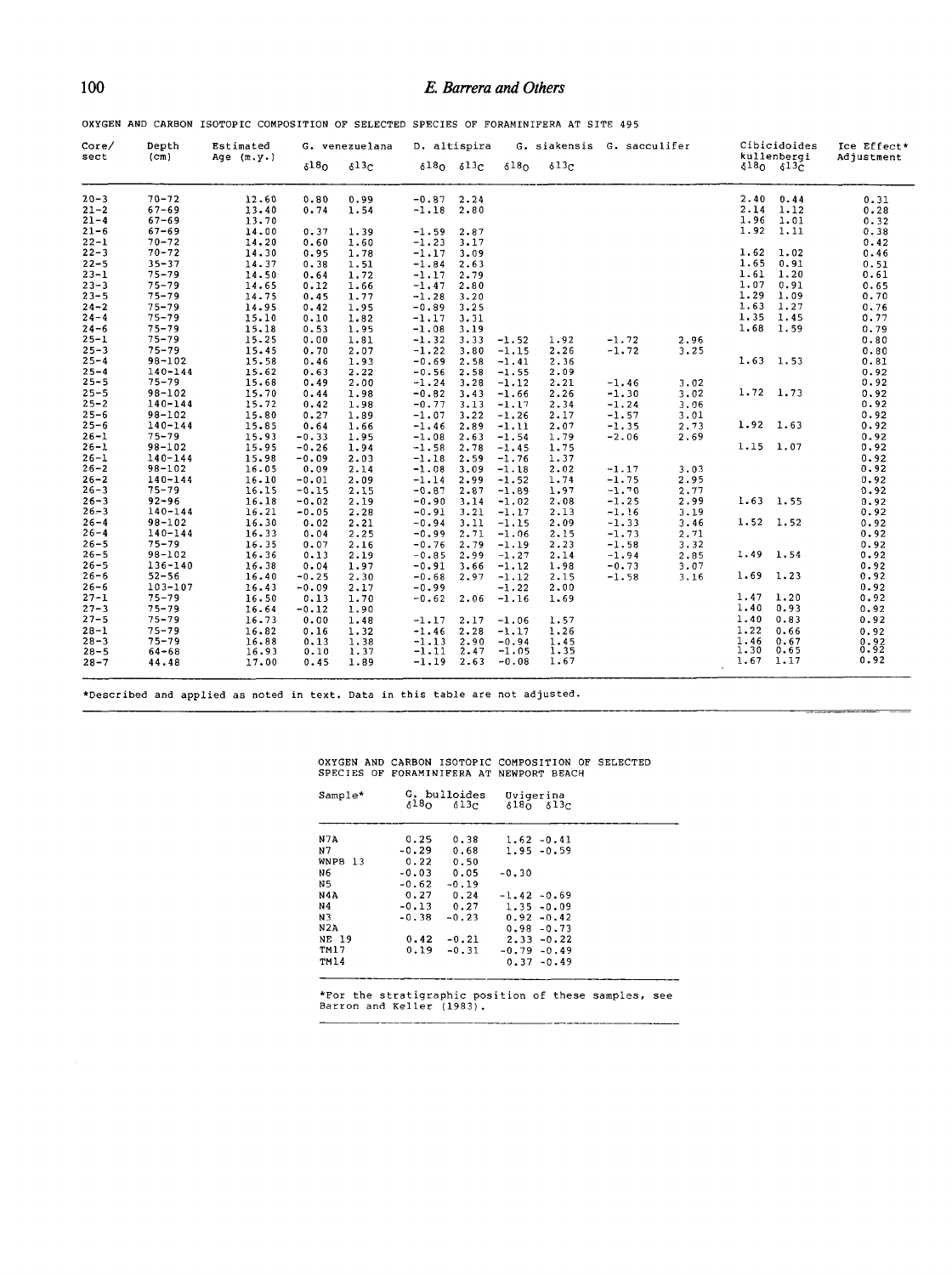OXYGEN AND CARBON ISOTOPIC COMPOSITION OF SELECTED SPECIES OF FORAMINIFERA AT SITE 495

| Core/ sect | Depth (cm) | Estimated Age (m.y.) | G. venezuelana $\delta^{18}O$ | G. venezuelana $\delta^{13}C$ | D. altispira $\delta^{18}O$ | D. altispira $\delta^{13}C$ | G. siakensis $\delta^{18}O$ | G. siakensis $\delta^{13}C$ | G. sacculifer $\delta^{18}O$ | G. sacculifer $\delta^{13}C$ | Cibicidoides kullenbergi $\delta^{18}O$ | Cibicidoides kullenbergi $\delta^{13}C$ | Ice Effect* Adjustment |
|---|---|---|---|---|---|---|---|---|---|---|---|---|---|
| 20-3 | 70-72 | 12.60 | 0.80 | 0.99 | -0.87 | 2.24 | | | | | 2.40 | 0.44 | 0.31 |
| 21-2 | 67-69 | 13.40 | 0.74 | 1.54 | -1.18 | 2.80 | | | | | 2.14 | 1.12 | 0.28 |
| 21-4 | 67-69 | 13.70 | | | | | | | | | 1.96 | 1.01 | 0.32 |
| 21-6 | 67-69 | 14.00 | 0.37 | 1.39 | -1.59 | 2.87 | | | | | 1.92 | 1.11 | 0.38 |
| 22-1 | 70-72 | 14.20 | 0.60 | 1.60 | -1.23 | 3.17 | | | | | | | 0.42 |
| 22-3 | 70-72 | 14.30 | 0.95 | 1.78 | -1.17 | 3.09 | | | | | 1.62 | 1.02 | 0.46 |
| 22-5 | 35-37 | 14.37 | 0.38 | 1.51 | -1.84 | 2.63 | | | | | 1.65 | 0.91 | 0.51 |
| 23-1 | 75-79 | 14.50 | 0.64 | 1.72 | -1.17 | 2.79 | | | | | 1.61 | 1.20 | 0.61 |
| 23-3 | 75-79 | 14.65 | 0.12 | 1.66 | -1.47 | 2.80 | | | | | 1.07 | 0.91 | 0.65 |
| 23-5 | 75-79 | 14.75 | 0.45 | 1.77 | -1.28 | 3.20 | | | | | 1.29 | 1.09 | 0.70 |
| 24-2 | 75-79 | 14.95 | 0.42 | 1.95 | -0.89 | 3.25 | | | | | 1.63 | 1.27 | 0.76 |
| 24-4 | 75-79 | 15.10 | 0.10 | 1.82 | -1.17 | 3.31 | | | | | 1.35 | 1.45 | 0.77 |
| 24-6 | 75-79 | 15.18 | 0.53 | 1.95 | -1.08 | 3.19 | | | | | 1.68 | 1.59 | 0.79 |
| 25-1 | 75-79 | 15.25 | 0.00 | 1.81 | -1.32 | 3.33 | -1.52 | 1.92 | -1.72 | 2.96 | | | 0.80 |
| 25-3 | 75-79 | 15.45 | 0.70 | 2.07 | -1.22 | 3.80 | -1.15 | 2.26 | -1.72 | 3.25 | | | 0.80 |
| 25-4 | 98-102 | 15.58 | 0.46 | 1.93 | -0.69 | 2.58 | -1.41 | 2.36 | | | 1.63 | 1.53 | 0.81 |
| 25-4 | 140-144 | 15.62 | 0.63 | 2.22 | -0.56 | 2.58 | -1.55 | 2.09 | | | | | 0.92 |
| 25-5 | 75-79 | 15.68 | 0.49 | 2.00 | -1.24 | 3.28 | -1.12 | 2.21 | -1.46 | 3.02 | | | 0.92 |
| 25-5 | 98-102 | 15.70 | 0.44 | 1.98 | -0.82 | 3.43 | -1.66 | 2.26 | -1.30 | 3.02 | 1.72 | 1.73 | 0.92 |
| 25-2 | 140-144 | 15.72 | 0.42 | 1.98 | -0.77 | 3.13 | -1.17 | 2.34 | -1.24 | 3.06 | | | 0.92 |
| 25-6 | 98-102 | 15.80 | 0.27 | 1.89 | -1.07 | 3.22 | -1.26 | 2.17 | -1.57 | 3.01 | | | 0.92 |
| 25-6 | 140-144 | 15.85 | 0.64 | 1.66 | -1.46 | 2.89 | -1.11 | 2.07 | -1.35 | 2.73 | 1.92 | 1.63 | 0.92 |
| 26-1 | 75-79 | 15.93 | -0.33 | 1.95 | -1.08 | 2.63 | -1.54 | 1.79 | -2.06 | 2.69 | | | 0.92 |
| 26-1 | 98-102 | 15.95 | -0.26 | 1.94 | -1.58 | 2.78 | -1.45 | 1.75 | | | 1.15 | 1.07 | 0.92 |
| 26-1 | 140-144 | 15.98 | -0.09 | 2.03 | -1.18 | 2.59 | -1.76 | 1.37 | | | | | 0.92 |
| 26-2 | 98-102 | 16.05 | 0.09 | 2.14 | -1.08 | 3.09 | -1.18 | 2.02 | -1.17 | 3.03 | | | 0.92 |
| 26-2 | 140-144 | 16.10 | -0.01 | 2.09 | -1.14 | 2.99 | -1.52 | 1.74 | -1.75 | 2.95 | | | 0.92 |
| 26-3 | 75-79 | 16.15 | -0.15 | 2.15 | -0.87 | 2.87 | -1.89 | 1.97 | -1.70 | 2.77 | | | 0.92 |
| 26-3 | 92-96 | 16.18 | -0.02 | 2.19 | -0.90 | 3.14 | -1.02 | 2.08 | -1.25 | 2.99 | 1.63 | 1.55 | 0.92 |
| 26-3 | 140-144 | 16.21 | -0.05 | 2.28 | -0.91 | 3.21 | -1.17 | 2.13 | -1.16 | 3.19 | | | 0.92 |
| 26-4 | 98-102 | 16.30 | 0.02 | 2.21 | -0.94 | 3.11 | -1.15 | 2.09 | -1.33 | 3.46 | 1.52 | 1.52 | 0.92 |
| 26-4 | 140-144 | 16.33 | 0.04 | 2.25 | -0.99 | 2.71 | -1.06 | 2.15 | -1.73 | 2.71 | | | 0.92 |
| 26-5 | 75-79 | 16.35 | 0.07 | 2.16 | -0.76 | 2.79 | -1.19 | 2.23 | -1.58 | 3.32 | | | 0.92 |
| 26-5 | 98-102 | 16.36 | 0.13 | 2.19 | -0.85 | 2.99 | -1.27 | 2.14 | -1.94 | 2.85 | 1.49 | 1.54 | 0.92 |
| 26-5 | 136-140 | 16.38 | 0.04 | 1.97 | -0.91 | 3.66 | -1.12 | 1.98 | -0.73 | 3.07 | | | 0.92 |
| 26-6 | 52-56 | 16.40 | -0.25 | 2.30 | -0.68 | 2.97 | -1.12 | 2.15 | -1.58 | 3.16 | 1.69 | 1.23 | 0.92 |
| 26-6 | 103-107 | 16.43 | -0.09 | 2.17 | -0.99 | | -1.22 | 2.00 | | | | | 0.92 |
| 27-1 | 75-79 | 16.50 | 0.13 | 1.70 | -0.62 | 2.06 | -1.16 | 1.69 | | | 1.47 | 1.20 | 0.92 |
| 27-3 | 75-79 | 16.64 | -0.12 | 1.90 | | | | | | | 1.40 | 0.93 | 0.92 |
| 27-5 | 75-79 | 16.73 | 0.00 | 1.48 | -1.17 | 2.17 | -1.06 | 1.57 | | | 1.40 | 0.83 | 0.92 |
| 28-1 | 75-79 | 16.82 | 0.16 | 1.32 | -1.46 | 2.28 | -1.17 | 1.26 | | | 1.22 | 0.66 | 0.92 |
| 28-3 | 75-79 | 16.88 | 0.13 | 1.38 | -1.13 | 2.90 | -0.94 | 1.45 | | | 1.46 | 0.67 | 0.92 |
| 28-5 | 64-68 | 16.93 | 0.10 | 1.37 | -1.11 | 2.47 | -1.05 | 1.35 | | | 1.30 | 0.65 | 0.92 |
| 28-7 | 44.48 | 17.00 | 0.45 | 1.89 | -1.19 | 2.63 | -0.08 | 1.67 | | | 1.67 | 1.17 | 0.92 |

*Described and applied as noted in text. Data in this table are not adjusted.

OXYGEN AND CARBON ISOTOPIC COMPOSITION OF SELECTED SPECIES OF FORAMINIFERA AT NEWPORT BEACH

| Sample* | G. bulloides $\delta^{18}O$ | G. bulloides $\delta^{13}C$ | Uvigerina $\delta^{18}O$ | Uvigerina $\delta^{13}C$ |
|---|---|---|---|---|
| N7A | 0.25 | 0.38 | 1.62 | -0.41 |
| N7 | -0.29 | 0.68 | 1.95 | -0.59 |
| WNPB 13 | 0.22 | 0.50 | | |
| N6 | -0.03 | 0.05 | -0.30 | |
| N5 | -0.62 | -0.19 | | |
| N4A | 0.27 | 0.24 | -1.42 | -0.69 |
| N4 | -0.13 | 0.27 | 1.35 | -0.09 |
| N3 | -0.38 | -0.23 | 0.92 | -0.42 |
| N2A | | | 0.98 | -0.73 |
| NE 19 | 0.42 | -0.21 | 2.33 | -0.22 |
| TM17 | 0.19 | -0.31 | -0.79 | -0.49 |
| TM14 | | | 0.37 | -0.49 |

*For the stratigraphic position of these samples, see Barron and Keller (1983).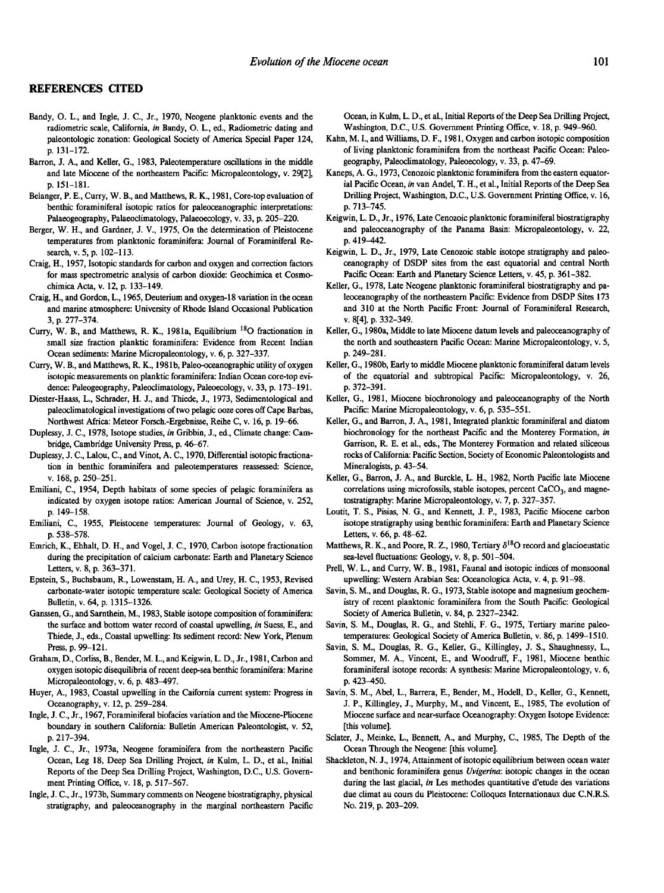## REFERENCES CITED

Bandy, O. L., and Ingle, J. C., Jr., 1970, Neogene planktonic events and the radiometric scale, California, *in* Bandy, O. L., ed., Radiometric dating and paleontologic zonation: Geological Society of America Special Paper 124, p. 131–172.

Barron, J. A., and Keller, G., 1983, Paleotemperature oscillations in the middle and late Miocene of the northeastern Pacific: Micropaleontology, v. 29[2], p. 151–181.

Belanger, P. E., Curry, W. B., and Matthews, R. K., 1981, Core-top evaluation of benthic foraminiferal isotopic ratios for paleoceanographic interpretations: Palaeogeography, Palaeoclimatology, Palaeoecology, v. 33, p. 205–220.

Berger, W. H., and Gardner, J. V., 1975, On the determination of Pleistocene temperatures from planktonic foraminifera: Journal of Foraminiferal Research, v. 5, p. 102–113.

Craig, H., 1957, Isotopic standards for carbon and oxygen and correction factors for mass spectrometric analysis of carbon dioxide: Geochimica et Cosmochimica Acta, v. 12, p. 133–149.

Craig, H., and Gordon, L., 1965, Deuterium and oxygen-18 variation in the ocean and marine atmosphere: University of Rhode Island Occasional Publication 3, p. 277–374.

Curry, W. B., and Matthews, R. K., 1981a, Equilibrium $^{18}O$ fractionation in small size fraction planktic foraminifera: Evidence from Recent Indian Ocean sediments: Marine Micropaleontology, v. 6, p. 327–337.

Curry, W. B., and Matthews, R. K., 1981b, Paleo-oceanographic utility of oxygen isotopic measurements on planktic foraminifera: Indian Ocean core-top evidence: Paleogeography, Paleoclimatology, Paleoecology, v. 33, p. 173–191.

Diester-Haass, L., Schrader, H. J., and Thiede, J., 1973, Sedimentological and paleoclimatological investigations of two pelagic ooze cores off Cape Barbas, Northwest Africa: Meteor Forsch.-Ergebnisse, Reihe C, v. 16, p. 19–66.

Duplessy, J. C., 1978, Isotope studies, *in* Gribbin, J., ed., Climate change: Cambridge, Cambridge University Press, p. 46–67.

Duplessy, J. C., Lalou, C., and Vinot, A. C., 1970, Differential isotopic fractionation in benthic foraminifera and paleotemperatures reassessed: Science, v. 168, p. 250–251.

Emiliani, C., 1954, Depth habitats of some species of pelagic foraminifera as indicated by oxygen isotope ratios: American Journal of Science, v. 252, p. 149–158.

Emiliani, C., 1955, Pleistocene temperatures: Journal of Geology, v. 63, p. 538–578.

Emrich, K., Ehhalt, D. H., and Vogel, J. C., 1970, Carbon isotope fractionation during the precipitation of calcium carbonate: Earth and Planetary Science Letters, v. 8, p. 363–371.

Epstein, S., Buchsbaum, R., Lowenstam, H. A., and Urey, H. C., 1953, Revised carbonate-water isotopic temperature scale: Geological Society of America Bulletin, v. 64, p. 1315–1326.

Ganssen, G., and Sarnthein, M., 1983, Stable isotope composition of foraminifera: the surface and bottom water record of coastal upwelling, *in* Suess, E., and Thiede, J., eds., Coastal upwelling: Its sediment record: New York, Plenum Press, p. 99–121.

Graham, D., Corliss, B., Bender, M. L., and Keigwin, L. D., Jr., 1981, Carbon and oxygen isotopic disequilibria of recent deep-sea benthic foraminifera: Marine Micropaleontology, v. 6, p. 483–497.

Huyer, A., 1983, Coastal upwelling in the Caifornia current system: Progress in Oceanography, v. 12, p. 259–284.

Ingle, J. C., Jr., 1967, Foraminiferal biofacies variation and the Miocene-Pliocene boundary in southern California: Bulletin American Paleontologist, v. 52, p. 217–394.

Ingle, J. C., Jr., 1973a, Neogene foraminifera from the northeastern Pacific Ocean, Leg 18, Deep Sea Drilling Project, *in* Kulm, L. D., et al., Initial Reports of the Deep Sea Drilling Project, Washington, D.C., U.S. Government Printing Office, v. 18, p. 517–567.

Ingle, J. C., Jr., 1973b, Summary comments on Neogene biostratigraphy, physical stratigraphy, and paleoceanography in the marginal northeastern Pacific Ocean, in Kulm, L. D., et al., Initial Reports of the Deep Sea Drilling Project, Washington, D.C., U.S. Government Printing Office, v. 18, p. 949–960.

Kahn, M. I., and Williams, D. F., 1981, Oxygen and carbon isotopic composition of living planktonic foraminifera from the northeast Pacific Ocean: Paleogeography, Paleoclimatology, Paleoecology, v. 33, p. 47–69.

Kaneps, A. G., 1973, Cenozoic planktonic foraminifera from the eastern equatorial Pacific Ocean, *in* van Andel, T. H., et al., Initial Reports of the Deep Sea Drilling Project, Washington, D.C., U.S. Government Printing Office, v. 16, p. 713–745.

Keigwin, L. D., Jr., 1976, Late Cenozoic planktonic foraminiferal biostratigraphy and paleoceanography of the Panama Basin: Micropaleontology, v. 22, p. 419–442.

Keigwin, L. D., Jr., 1979, Late Cenozoic stable isotope stratigraphy and paleoceanography of DSDP sites from the east equatorial and central North Pacific Ocean: Earth and Planetary Science Letters, v. 45, p. 361–382.

Keller, G., 1978, Late Neogene planktonic foraminiferal biostratigraphy and paleoceanography of the northeastern Pacific: Evidence from DSDP Sites 173 and 310 at the North Pacific Front: Journal of Foraminiferal Research, v. 8[4], p. 332–349.

Keller, G., 1980a, Middle to late Miocene datum levels and paleoceanography of the north and southeastern Pacific Ocean: Marine Micropaleontology, v. 5, p. 249–281.

Keller, G., 1980b, Early to middle Miocene planktonic foraminiferal datum levels of the equatorial and subtropical Pacific: Micropaleontology, v. 26, p. 372–391.

Keller, G., 1981, Miocene biochronology and paleoceanography of the North Pacific: Marine Micropaleontology, v. 6, p. 535–551.

Keller, G., and Barron, J. A., 1981, Integrated planktic foraminiferal and diatom biochronology for the northeast Pacific and the Monterey Formation, *in* Garrison, R. E. et al., eds., The Monterey Formation and related siliceous rocks of California: Pacific Section, Society of Economic Paleontologists and Mineralogists, p. 43–54.

Keller, G., Barron, J. A., and Burckle, L. H., 1982, North Pacific late Miocene correlations using microfossils, stable isotopes, percent $CaCO_3$, and magnetostratigraphy: Marine Micropaleontology, v. 7, p. 327–357.

Loutit, T. S., Pisias, N. G., and Kennett, J. P., 1983, Pacific Miocene carbon isotope stratigraphy using benthic foraminifera: Earth and Planetary Science Letters, v. 66, p. 48–62.

Matthews, R. K., and Poore, R. Z., 1980, Tertiary $\delta^{18}O$ record and glacioeustatic sea-level fluctuations: Geology, v. 8, p. 501–504.

Prell, W. L., and Curry, W. B., 1981, Faunal and isotopic indices of monsoonal upwelling: Western Arabian Sea: Oceanologica Acta, v. 4, p. 91–98.

Savin, S. M., and Douglas, R. G., 1973, Stable isotope and magnesium geochemistry of recent planktonic foraminifera from the South Pacific: Geological Society of America Bulletin, v. 84, p. 2327–2342.

Savin, S. M., Douglas, R. G., and Stehli, F. G., 1975, Tertiary marine paleotemperatures: Geological Society of America Bulletin, v. 86, p. 1499–1510.

Savin, S. M., Douglas, R. G., Keller, G., Killingley, J. S., Shaughnessy, L., Sommer, M. A., Vincent, E., and Woodruff, F., 1981, Miocene benthic foraminiferal isotope records: A synthesis: Marine Micropaleontology, v. 6, p. 423–450.

Savin, S. M., Abel, L., Barrera, E., Bender, M., Hodell, D., Keller, G., Kennett, J. P., Killingley, J., Murphy, M., and Vincent, E., 1985, The evolution of Miocene surface and near-surface Oceanography: Oxygen Isotope Evidence: [this volume].

Sclater, J., Meinke, L., Bennett, A., and Murphy, C., 1985, The Depth of the Ocean Through the Neogene: [this volume].

Shackleton, N. J., 1974, Attainment of isotopic equilibrium between ocean water and benthonic foraminifera genus *Uvigerina*: isotopic changes in the ocean during the last glacial, *in* Les methodes quantitative d'etude des variations due climat au cours du Pleistocene: Colloques Internationaux due C.N.R.S. No. 219, p. 203–209.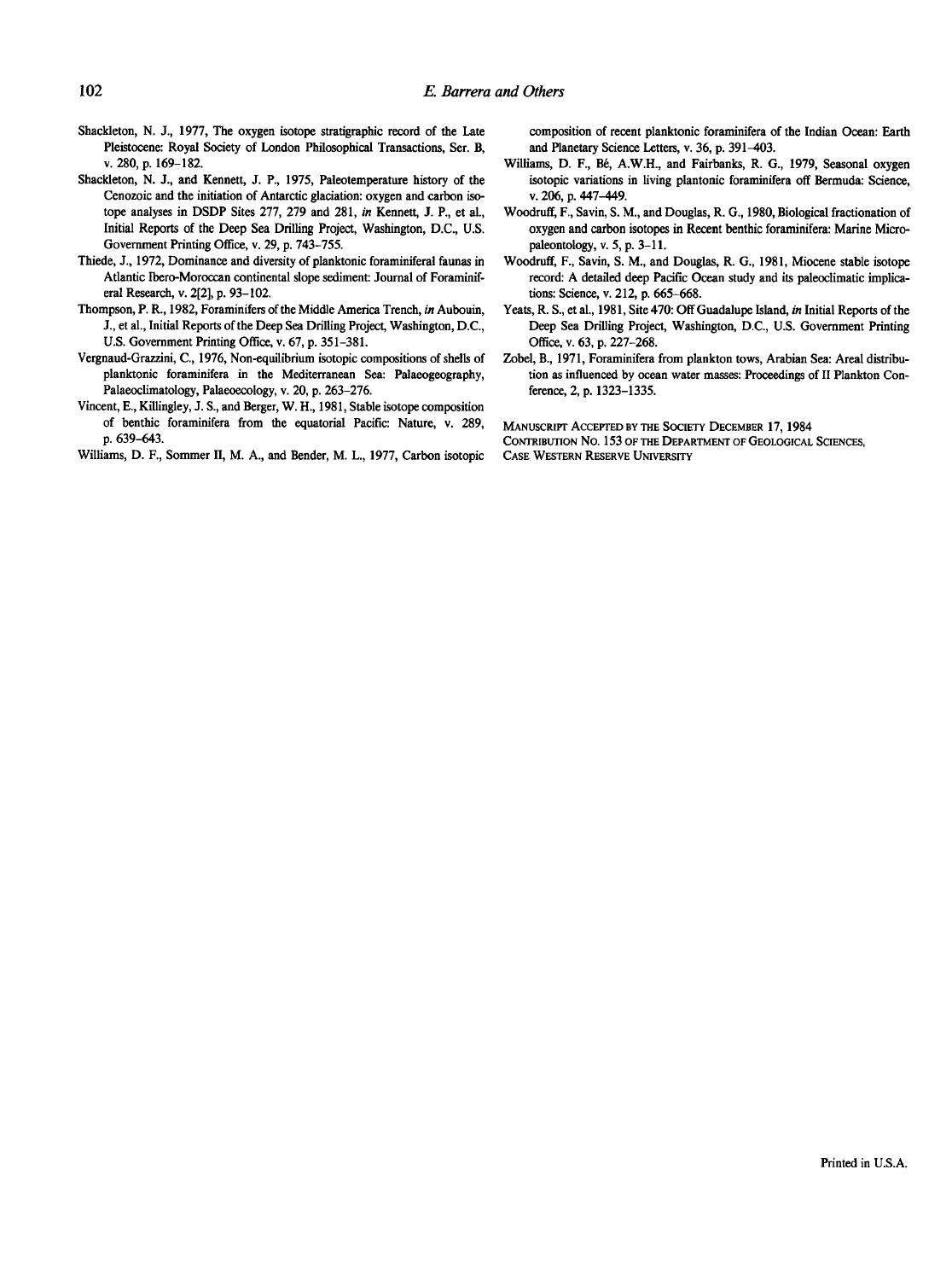Shackleton, N. J., 1977, The oxygen isotope stratigraphic record of the Late Pleistocene: Royal Society of London Philosophical Transactions, Ser. B, v. 280, p. 169–182.

Shackleton, N. J., and Kennett, J. P., 1975, Paleotemperature history of the Cenozoic and the initiation of Antarctic glaciation: oxygen and carbon isotope analyses in DSDP Sites 277, 279 and 281, *in* Kennett, J. P., et al., Initial Reports of the Deep Sea Drilling Project, Washington, D.C., U.S. Government Printing Office, v. 29, p. 743–755.

Thiede, J., 1972, Dominance and diversity of planktonic foraminiferal faunas in Atlantic Ibero-Moroccan continental slope sediment: Journal of Foraminiferal Research, v. 2[2], p. 93–102.

Thompson, P. R., 1982, Foraminifers of the Middle America Trench, *in* Aubouin, J., et al., Initial Reports of the Deep Sea Drilling Project, Washington, D.C., U.S. Government Printing Office, v. 67, p. 351–381.

Vergnaud-Grazzini, C., 1976, Non-equilibrium isotopic compositions of shells of planktonic foraminifera in the Mediterranean Sea: Palaeogeography, Palaeoclimatology, Palaeoecology, v. 20, p. 263–276.

Vincent, E., Killingley, J. S., and Berger, W. H., 1981, Stable isotope composition of benthic foraminifera from the equatorial Pacific: Nature, v. 289, p. 639–643.

Williams, D. F., Sommer II, M. A., and Bender, M. L., 1977, Carbon isotopic composition of recent planktonic foraminifera of the Indian Ocean: Earth and Planetary Science Letters, v. 36, p. 391–403.

Williams, D. F., Bé, A.W.H., and Fairbanks, R. G., 1979, Seasonal oxygen isotopic variations in living plantonic foraminifera off Bermuda: Science, v. 206, p. 447–449.

Woodruff, F., Savin, S. M., and Douglas, R. G., 1980, Biological fractionation of oxygen and carbon isotopes in Recent benthic foraminifera: Marine Micropaleontology, v. 5, p. 3–11.

Woodruff, F., Savin, S. M., and Douglas, R. G., 1981, Miocene stable isotope record: A detailed deep Pacific Ocean study and its paleoclimatic implications: Science, v. 212, p. 665–668.

Yeats, R. S., et al., 1981, Site 470: Off Guadalupe Island, *in* Initial Reports of the Deep Sea Drilling Project, Washington, D.C., U.S. Government Printing Office, v. 63, p. 227–268.

Zobel, B., 1971, Foraminifera from plankton tows, Arabian Sea: Areal distribution as influenced by ocean water masses: Proceedings of II Plankton Conference, 2, p. 1323–1335.

Manuscript Accepted by the Society December 17, 1984
Contribution No. 153 of the Department of Geological Sciences, Case Western Reserve University

Printed in U.S.A.